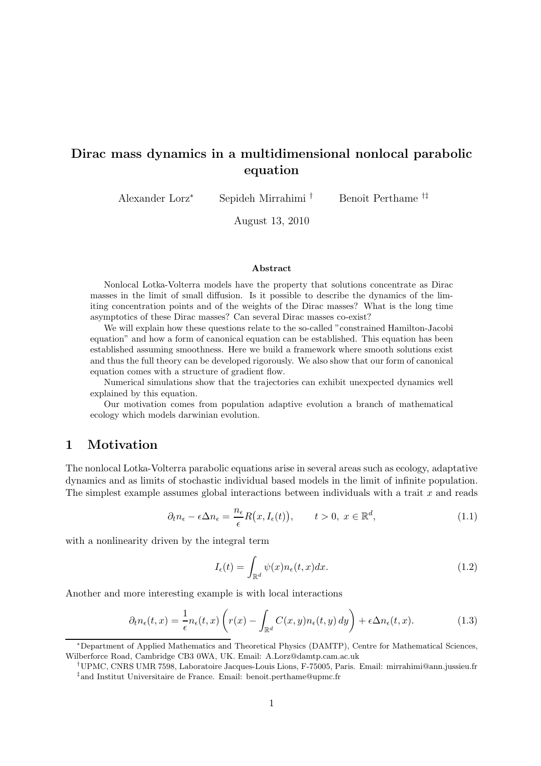# Dirac mass dynamics in a multidimensional nonlocal parabolic equation

Alexander Lorz[*] Sepideh Mirrahimi[†] Benoît Perthame[†‡]

August 13, 2010

### Abstract

Nonlocal Lotka-Volterra models have the property that solutions concentrate as Dirac masses in the limit of small diffusion. Is it possible to describe the dynamics of the limiting concentration points and of the weights of the Dirac masses? What is the long time asymptotics of these Dirac masses? Can several Dirac masses co-exist?

We will explain how these questions relate to the so-called "constrained Hamilton-Jacobi equation" and how a form of canonical equation can be established. This equation has been established assuming smoothness. Here we build a framework where smooth solutions exist and thus the full theory can be developed rigorously. We also show that our form of canonical equation comes with a structure of gradient flow.

Numerical simulations show that the trajectories can exhibit unexpected dynamics well explained by this equation.

Our motivation comes from population adaptive evolution a branch of mathematical ecology which models darwinian evolution.

## 1 Motivation

The nonlocal Lotka-Volterra parabolic equations arise in several areas such as ecology, adaptative dynamics and as limits of stochastic individual based models in the limit of infinite population. The simplest example assumes global interactions between individuals with a trait $x$ and reads

$$\partial_t n_\epsilon - \epsilon \Delta n_\epsilon = \frac{n_\epsilon}{\epsilon} R\big(x, I_\epsilon(t)\big), \qquad t > 0, \ x \in \mathbb{R}^d, \tag{1.1}$$

with a nonlinearity driven by the integral term

$$I_\epsilon(t) = \int_{\mathbb{R}^d} \psi(x) n_\epsilon(t, x) dx. \tag{1.2}$$

Another and more interesting example is with local interactions

$$\partial_t n_\epsilon(t, x) = \frac{1}{\epsilon} n_\epsilon(t, x) \left( r(x) - \int_{\mathbb{R}^d} C(x, y) n_\epsilon(t, y)\, dy \right) + \epsilon \Delta n_\epsilon(t, x). \tag{1.3}$$

[*] Department of Applied Mathematics and Theoretical Physics (DAMTP), Centre for Mathematical Sciences, Wilberforce Road, Cambridge CB3 0WA, UK. Email: A.Lorz@damtp.cam.ac.uk

[†] UPMC, CNRS UMR 7598, Laboratoire Jacques-Louis Lions, F-75005, Paris. Email: mirrahimi@ann.jussieu.fr

[‡] and Institut Universitaire de France. Email: benoit.perthame@upmc.fr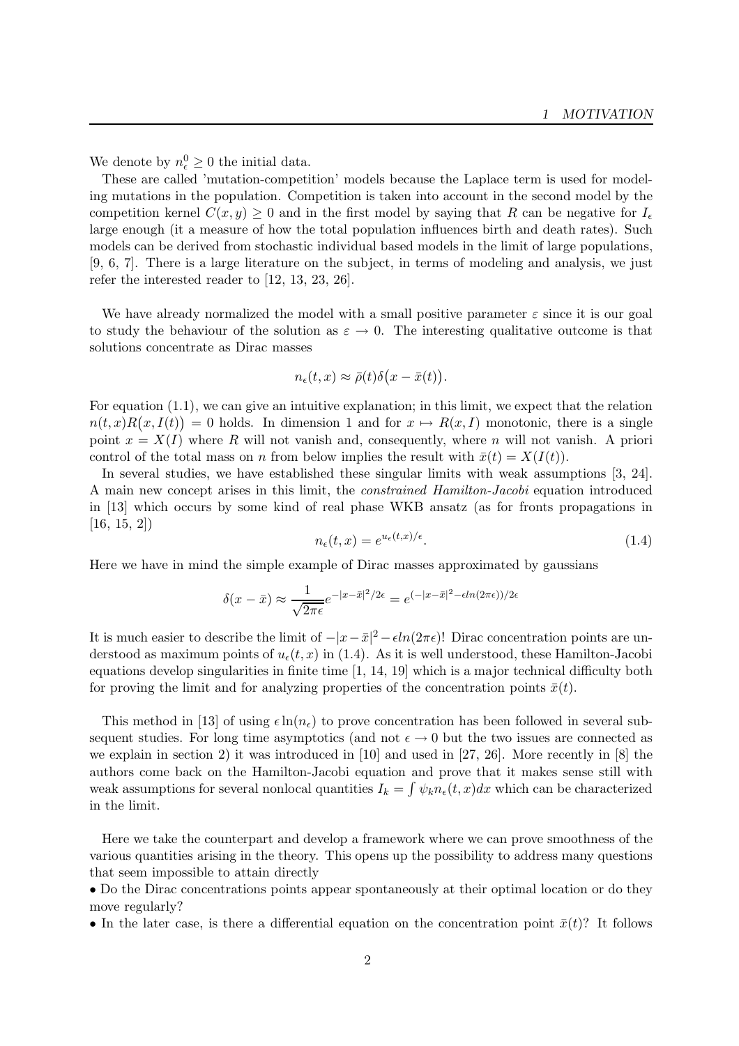We denote by $n_\epsilon^0 \geq 0$ the initial data.

These are called 'mutation-competition' models because the Laplace term is used for modeling mutations in the population. Competition is taken into account in the second model by the competition kernel $C(x, y) \geq 0$ and in the first model by saying that $R$ can be negative for $I_\epsilon$ large enough (it a measure of how the total population influences birth and death rates). Such models can be derived from stochastic individual based models in the limit of large populations, [9, 6, 7]. There is a large literature on the subject, in terms of modeling and analysis, we just refer the interested reader to [12, 13, 23, 26].

We have already normalized the model with a small positive parameter $\varepsilon$ since it is our goal to study the behaviour of the solution as $\varepsilon \to 0$. The interesting qualitative outcome is that solutions concentrate as Dirac masses

$$n_\epsilon(t, x) \approx \bar{\rho}(t)\delta\big(x - \bar{x}(t)\big).$$

For equation (1.1), we can give an intuitive explanation; in this limit, we expect that the relation $n(t, x)R\big(x, I(t)\big) = 0$ holds. In dimension 1 and for $x \mapsto R(x, I)$ monotonic, there is a single point $x = X(I)$ where $R$ will not vanish and, consequently, where $n$ will not vanish. A priori control of the total mass on $n$ from below implies the result with $\bar{x}(t) = X(I(t))$.

In several studies, we have established these singular limits with weak assumptions [3, 24]. A main new concept arises in this limit, the *constrained Hamilton-Jacobi* equation introduced in [13] which occurs by some kind of real phase WKB ansatz (as for fronts propagations in [16, 15, 2])

$$n_\epsilon(t, x) = e^{u_\epsilon(t,x)/\epsilon}. \tag{1.4}$$

Here we have in mind the simple example of Dirac masses approximated by gaussians

$$\delta(x - \bar{x}) \approx \frac{1}{\sqrt{2\pi\epsilon}} e^{-|x-\bar{x}|^2/2\epsilon} = e^{(-|x-\bar{x}|^2 - \epsilon ln(2\pi\epsilon))/2\epsilon}$$

It is much easier to describe the limit of $-|x-\bar{x}|^2 - \epsilon ln(2\pi\epsilon)$! Dirac concentration points are understood as maximum points of $u_\epsilon(t, x)$ in (1.4). As it is well understood, these Hamilton-Jacobi equations develop singularities in finite time [1, 14, 19] which is a major technical difficulty both for proving the limit and for analyzing properties of the concentration points $\bar{x}(t)$.

This method in [13] of using $\epsilon \ln(n_\epsilon)$ to prove concentration has been followed in several subsequent studies. For long time asymptotics (and not $\epsilon \to 0$ but the two issues are connected as we explain in section 2) it was introduced in [10] and used in [27, 26]. More recently in [8] the authors come back on the Hamilton-Jacobi equation and prove that it makes sense still with weak assumptions for several nonlocal quantities $I_k = \int \psi_k n_\epsilon(t, x)dx$ which can be characterized in the limit.

Here we take the counterpart and develop a framework where we can prove smoothness of the various quantities arising in the theory. This opens up the possibility to address many questions that seem impossible to attain directly

- Do the Dirac concentrations points appear spontaneously at their optimal location or do they move regularly?
- In the later case, is there a differential equation on the concentration point $\bar{x}(t)$? It follows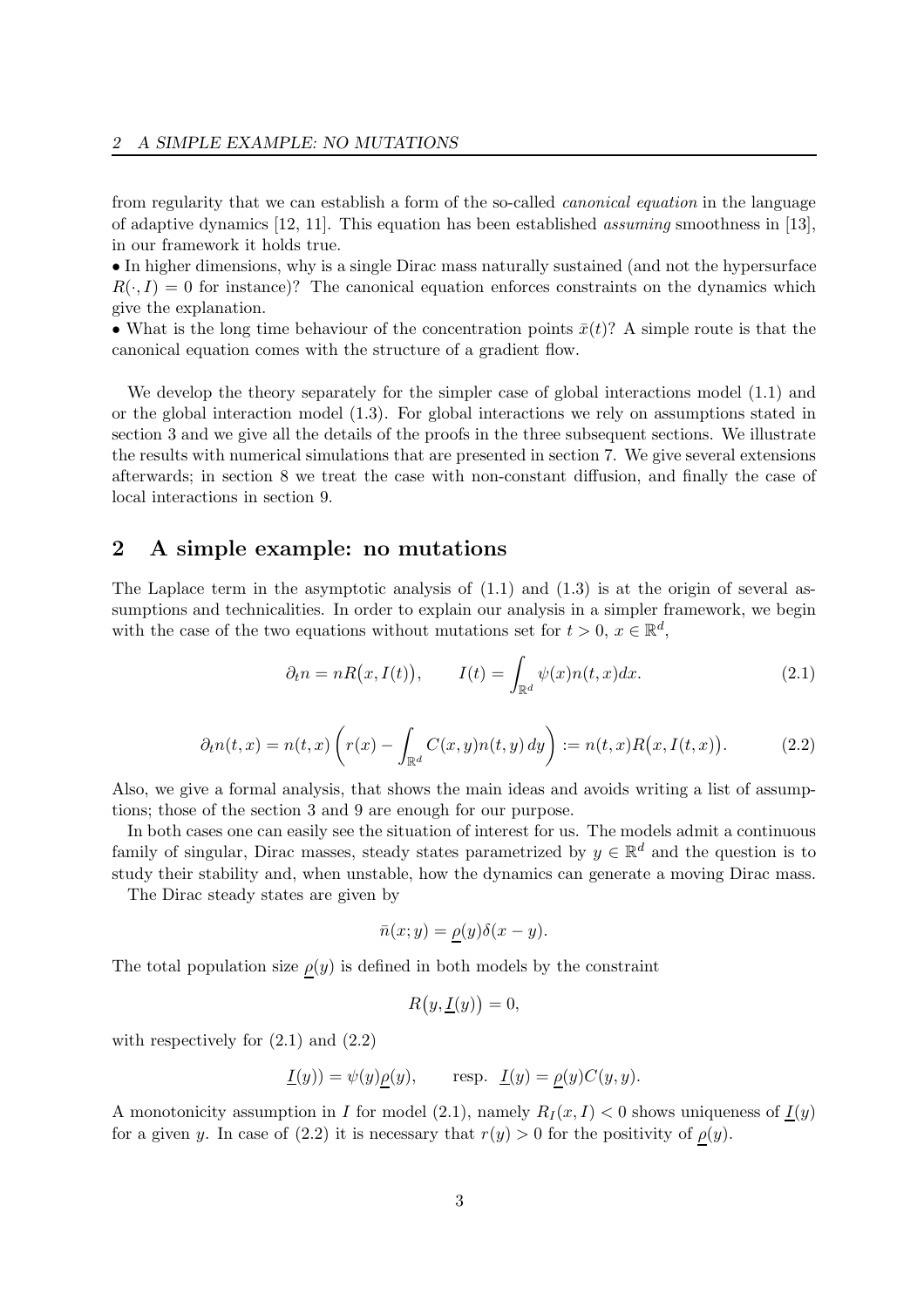from regularity that we can establish a form of the so-called *canonical equation* in the language of adaptive dynamics [12, 11]. This equation has been established *assuming* smoothness in [13], in our framework it holds true.

• In higher dimensions, why is a single Dirac mass naturally sustained (and not the hypersurface $R(\cdot, I) = 0$ for instance)? The canonical equation enforces constraints on the dynamics which give the explanation.

• What is the long time behaviour of the concentration points $\bar{x}(t)$? A simple route is that the canonical equation comes with the structure of a gradient flow.

We develop the theory separately for the simpler case of global interactions model (1.1) and or the global interaction model (1.3). For global interactions we rely on assumptions stated in section 3 and we give all the details of the proofs in the three subsequent sections. We illustrate the results with numerical simulations that are presented in section 7. We give several extensions afterwards; in section 8 we treat the case with non-constant diffusion, and finally the case of local interactions in section 9.

## 2 A simple example: no mutations

The Laplace term in the asymptotic analysis of (1.1) and (1.3) is at the origin of several assumptions and technicalities. In order to explain our analysis in a simpler framework, we begin with the case of the two equations without mutations set for $t > 0$, $x \in \mathbb{R}^d$,

$$\partial_t n = nR\big(x, I(t)\big), \qquad I(t) = \int_{\mathbb{R}^d} \psi(x) n(t, x) dx. \tag{2.1}$$

$$\partial_t n(t, x) = n(t, x) \left( r(x) - \int_{\mathbb{R}^d} C(x, y) n(t, y) \, dy \right) := n(t, x) R\big(x, I(t, x)\big). \tag{2.2}$$

Also, we give a formal analysis, that shows the main ideas and avoids writing a list of assumptions; those of the section 3 and 9 are enough for our purpose.

In both cases one can easily see the situation of interest for us. The models admit a continuous family of singular, Dirac masses, steady states parametrized by $y \in \mathbb{R}^d$ and the question is to study their stability and, when unstable, how the dynamics can generate a moving Dirac mass.

The Dirac steady states are given by

$$\bar{n}(x; y) = \underline{\rho}(y) \delta(x - y).$$

The total population size $\underline{\rho}(y)$ is defined in both models by the constraint

$$R\big(y, \underline{I}(y)\big) = 0,$$

with respectively for (2.1) and (2.2)

$$\underline{I}(y)) = \psi(y) \underline{\rho}(y), \qquad \text{resp. } \ \underline{I}(y) = \underline{\rho}(y) C(y, y).$$

A monotonicity assumption in $I$ for model (2.1), namely $R_I(x, I) < 0$ shows uniqueness of $\underline{I}(y)$ for a given $y$. In case of (2.2) it is necessary that $r(y) > 0$ for the positivity of $\underline{\rho}(y)$.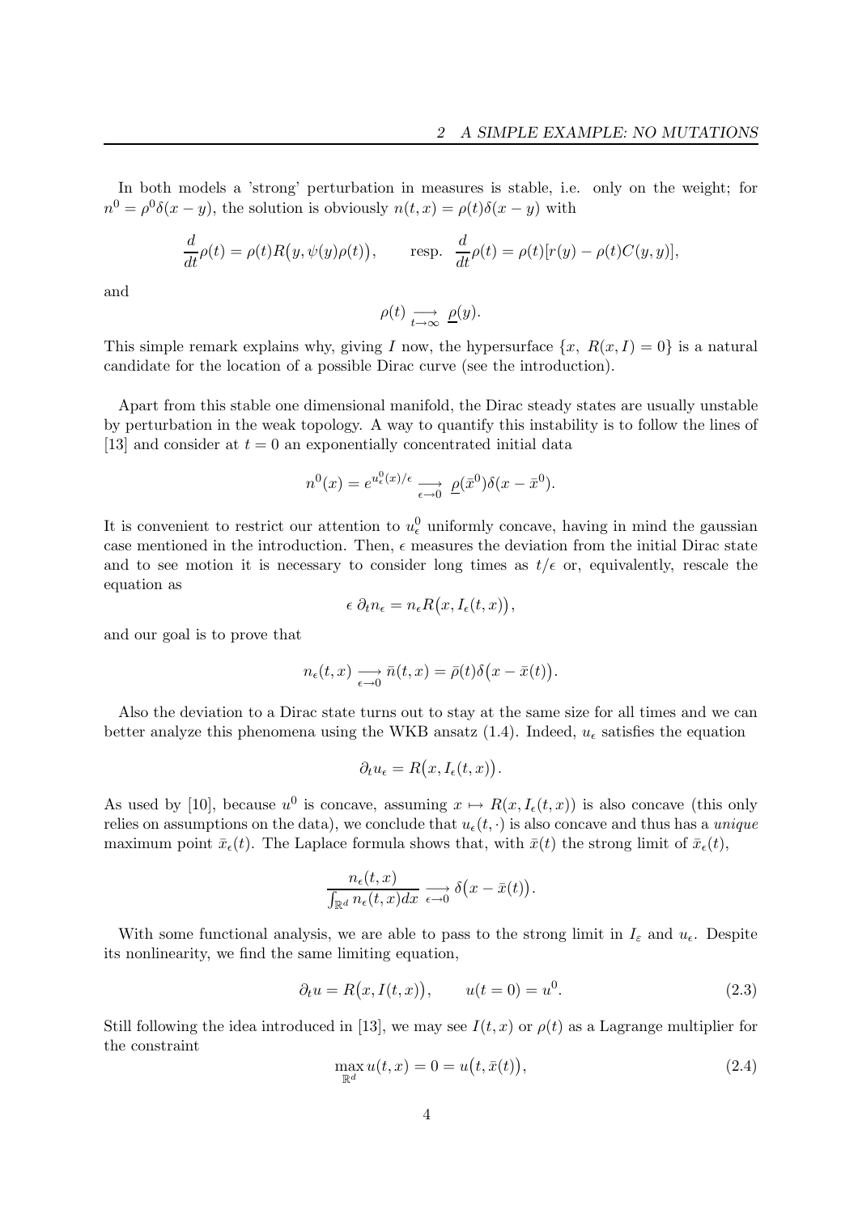In both models a 'strong' perturbation in measures is stable, i.e. only on the weight; for $n^0 = \rho^0\delta(x-y)$, the solution is obviously $n(t,x) = \rho(t)\delta(x-y)$ with

$$
\frac{d}{dt}\rho(t) = \rho(t)R\big(y, \psi(y)\rho(t)\big), \qquad \text{resp. } \frac{d}{dt}\rho(t) = \rho(t)[r(y) - \rho(t)C(y,y)],
$$

and

$$
\rho(t) \underset{t\to\infty}{\longrightarrow} \underline{\rho}(y).
$$

This simple remark explains why, giving $I$ now, the hypersurface $\{x,\ R(x,I) = 0\}$ is a natural candidate for the location of a possible Dirac curve (see the introduction).

Apart from this stable one dimensional manifold, the Dirac steady states are usually unstable by perturbation in the weak topology. A way to quantify this instability is to follow the lines of [13] and consider at $t = 0$ an exponentially concentrated initial data

$$
n^0(x) = e^{u_\epsilon^0(x)/\epsilon} \underset{\epsilon\to 0}{\longrightarrow} \underline{\rho}(\bar{x}^0)\delta(x - \bar{x}^0).
$$

It is convenient to restrict our attention to $u_\epsilon^0$ uniformly concave, having in mind the gaussian case mentioned in the introduction. Then, $\epsilon$ measures the deviation from the initial Dirac state and to see motion it is necessary to consider long times as $t/\epsilon$ or, equivalently, rescale the equation as

$$
\epsilon\, \partial_t n_\epsilon = n_\epsilon R\big(x, I_\epsilon(t,x)\big),
$$

and our goal is to prove that

$$
n_\epsilon(t,x) \underset{\epsilon\to 0}{\longrightarrow} \bar{n}(t,x) = \bar{\rho}(t)\delta\big(x - \bar{x}(t)\big).
$$

Also the deviation to a Dirac state turns out to stay at the same size for all times and we can better analyze this phenomena using the WKB ansatz (1.4). Indeed, $u_\epsilon$ satisfies the equation

$$
\partial_t u_\epsilon = R\big(x, I_\epsilon(t,x)\big).
$$

As used by [10], because $u^0$ is concave, assuming $x \mapsto R(x, I_\epsilon(t,x))$ is also concave (this only relies on assumptions on the data), we conclude that $u_\epsilon(t,\cdot)$ is also concave and thus has a *unique* maximum point $\bar{x}_\epsilon(t)$. The Laplace formula shows that, with $\bar{x}(t)$ the strong limit of $\bar{x}_\epsilon(t)$,

$$
\frac{n_\epsilon(t,x)}{\int_{\mathbb{R}^d} n_\epsilon(t,x)dx} \underset{\epsilon\to 0}{\longrightarrow} \delta\big(x - \bar{x}(t)\big).
$$

With some functional analysis, we are able to pass to the strong limit in $I_\varepsilon$ and $u_\epsilon$. Despite its nonlinearity, we find the same limiting equation,

$$
\partial_t u = R\big(x, I(t,x)\big), \qquad u(t=0) = u^0. \tag{2.3}
$$

Still following the idea introduced in [13], we may see $I(t,x)$ or $\rho(t)$ as a Lagrange multiplier for the constraint

$$
\max_{\mathbb{R}^d} u(t,x) = 0 = u\big(t, \bar{x}(t)\big), \tag{2.4}
$$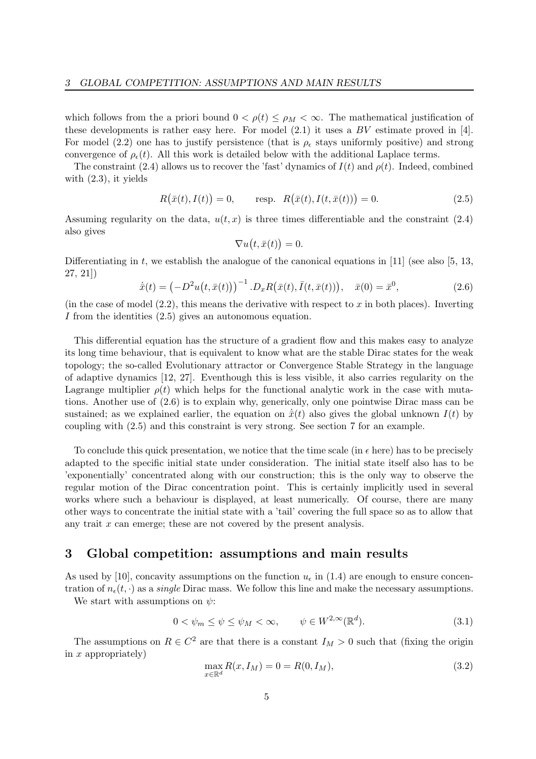which follows from the a priori bound $0 < \rho(t) \leq \rho_M < \infty$. The mathematical justification of these developments is rather easy here. For model (2.1) it uses a $BV$ estimate proved in [4]. For model (2.2) one has to justify persistence (that is $\rho_\epsilon$ stays uniformly positive) and strong convergence of $\rho_\epsilon(t)$. All this work is detailed below with the additional Laplace terms.

The constraint (2.4) allows us to recover the 'fast' dynamics of $I(t)$ and $\rho(t)$. Indeed, combined with (2.3), it yields

$$R\big(\bar{x}(t), I(t)\big) = 0, \qquad \text{resp.} \;\; R\big(\bar{x}(t), I(t, \bar{x}(t))\big) = 0. \tag{2.5}$$

Assuming regularity on the data, $u(t,x)$ is three times differentiable and the constraint (2.4) also gives

$$\nabla u\big(t, \bar{x}(t)\big) = 0.$$

Differentiating in $t$, we establish the analogue of the canonical equations in [11] (see also [5, 13, 27, 21])

$$\dot{\bar{x}}(t) = \big(-D^2 u\big(t, \bar{x}(t)\big)\big)^{-1} . D_x R\big(\bar{x}(t), \bar{I}(t, \bar{x}(t))\big), \quad \bar{x}(0) = \bar{x}^0, \tag{2.6}$$

(in the case of model (2.2), this means the derivative with respect to $x$ in both places). Inverting $I$ from the identities (2.5) gives an autonomous equation.

This differential equation has the structure of a gradient flow and this makes easy to analyze its long time behaviour, that is equivalent to know what are the stable Dirac states for the weak topology; the so-called Evolutionary attractor or Convergence Stable Strategy in the language of adaptive dynamics [12, 27]. Eventhough this is less visible, it also carries regularity on the Lagrange multiplier $\rho(t)$ which helps for the functional analytic work in the case with mutations. Another use of (2.6) is to explain why, generically, only one pointwise Dirac mass can be sustained; as we explained earlier, the equation on $\dot{\bar{x}}(t)$ also gives the global unknown $I(t)$ by coupling with (2.5) and this constraint is very strong. See section 7 for an example.

To conclude this quick presentation, we notice that the time scale (in $\epsilon$ here) has to be precisely adapted to the specific initial state under consideration. The initial state itself also has to be 'exponentially' concentrated along with our construction; this is the only way to observe the regular motion of the Dirac concentration point. This is certainly implicitly used in several works where such a behaviour is displayed, at least numerically. Of course, there are many other ways to concentrate the initial state with a 'tail' covering the full space so as to allow that any trait $x$ can emerge; these are not covered by the present analysis.

## 3 Global competition: assumptions and main results

As used by [10], concavity assumptions on the function $u_\epsilon$ in (1.4) are enough to ensure concentration of $n_\epsilon(t,\cdot)$ as a *single* Dirac mass. We follow this line and make the necessary assumptions.

We start with assumptions on $\psi$:

$$0 < \psi_m \leq \psi \leq \psi_M < \infty, \qquad \psi \in W^{2,\infty}(\mathbb{R}^d). \tag{3.1}$$

The assumptions on $R \in C^2$ are that there is a constant $I_M > 0$ such that (fixing the origin in $x$ appropriately)

$$\max_{x \in \mathbb{R}^d} R(x, I_M) = 0 = R(0, I_M), \tag{3.2}$$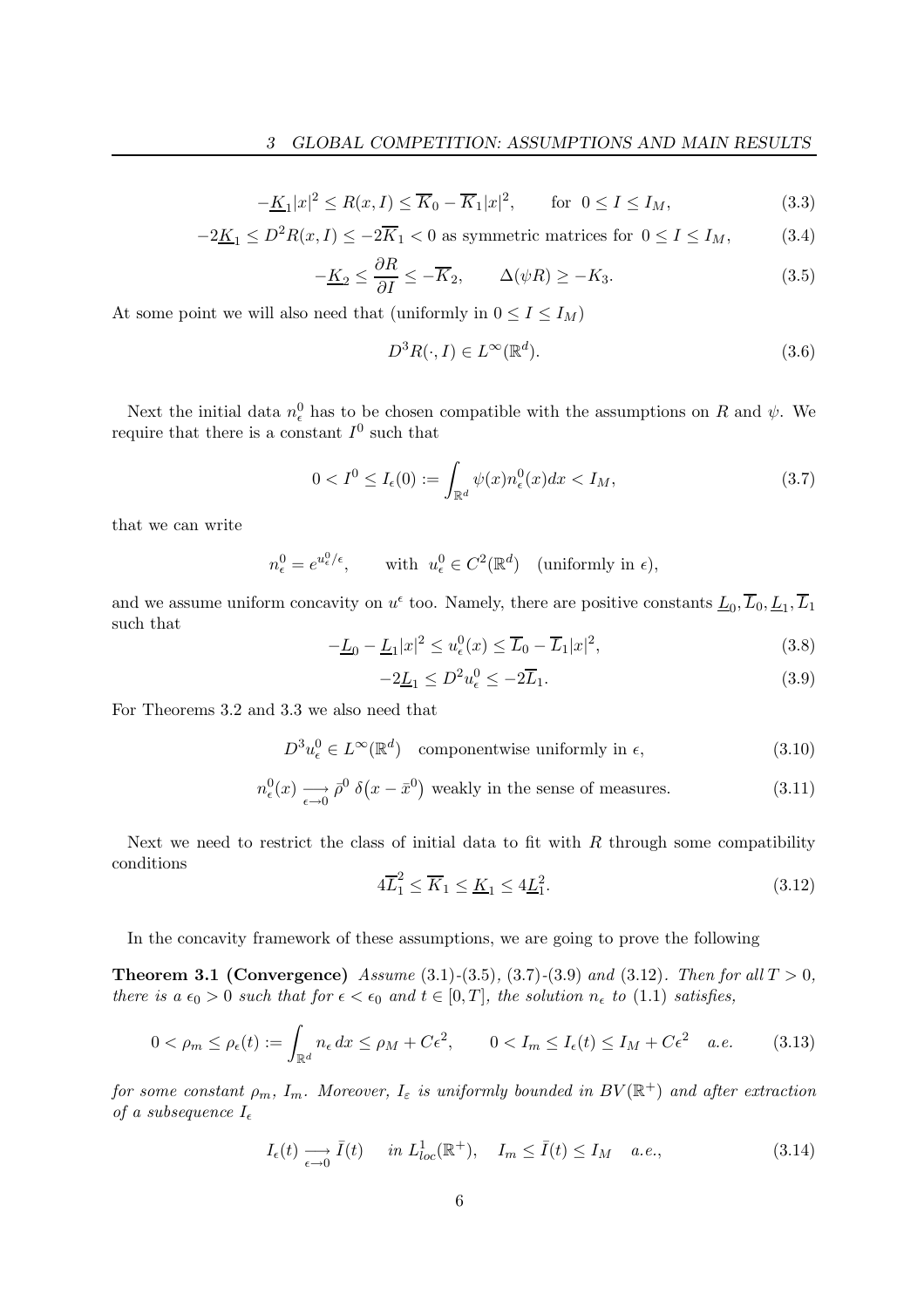$$-\underline{K}_1|x|^2 \leq R(x, I) \leq \overline{K}_0 - \overline{K}_1|x|^2, \qquad \text{for } \ 0 \leq I \leq I_M, \tag{3.3}$$

$$-2\underline{K}_1 \leq D^2 R(x, I) \leq -2\overline{K}_1 < 0 \text{ as symmetric matrices for } \ 0 \leq I \leq I_M, \tag{3.4}$$

$$-\underline{K}_2 \leq \frac{\partial R}{\partial I} \leq -\overline{K}_2, \qquad \Delta(\psi R) \geq -K_3. \tag{3.5}$$

At some point we will also need that (uniformly in $0 \leq I \leq I_M$)

$$D^3 R(\cdot, I) \in L^\infty(\mathbb{R}^d). \tag{3.6}$$

Next the initial data $n_\epsilon^0$ has to be chosen compatible with the assumptions on $R$ and $\psi$. We require that there is a constant $I^0$ such that

$$0 < I^0 \leq I_\epsilon(0) := \int_{\mathbb{R}^d} \psi(x) n_\epsilon^0(x) dx < I_M, \tag{3.7}$$

that we can write

$$n_\epsilon^0 = e^{u_\epsilon^0/\epsilon}, \qquad \text{with } \ u_\epsilon^0 \in C^2(\mathbb{R}^d) \quad \text{(uniformly in } \epsilon\text{)},$$

and we assume uniform concavity on $u^\epsilon$ too. Namely, there are positive constants $\underline{L}_0, \overline{L}_0, \underline{L}_1, \overline{L}_1$ such that

$$-\underline{L}_0 - \underline{L}_1|x|^2 \leq u_\epsilon^0(x) \leq \overline{L}_0 - \overline{L}_1|x|^2, \tag{3.8}$$

$$-2\underline{L}_1 \leq D^2 u_\epsilon^0 \leq -2\overline{L}_1. \tag{3.9}$$

For Theorems 3.2 and 3.3 we also need that

$$D^3 u_\epsilon^0 \in L^\infty(\mathbb{R}^d) \quad \text{componentwise uniformly in } \epsilon, \tag{3.10}$$

$$n_\epsilon^0(x) \underset{\epsilon \to 0}{\longrightarrow} \bar{\rho}^0 \ \delta\big(x - \bar{x}^0\big) \text{ weakly in the sense of measures.} \tag{3.11}$$

Next we need to restrict the class of initial data to fit with $R$ through some compatibility conditions

$$4\overline{L}_1^2 \leq \overline{K}_1 \leq \underline{K}_1 \leq 4\underline{L}_1^2. \tag{3.12}$$

In the concavity framework of these assumptions, we are going to prove the following

**Theorem 3.1 (Convergence)** *Assume* (3.1)-(3.5), (3.7)-(3.9) *and* (3.12). *Then for all $T > 0$, there is a $\epsilon_0 > 0$ such that for $\epsilon < \epsilon_0$ and $t \in [0, T]$, the solution $n_\epsilon$ to* (1.1) *satisfies,*

$$0 < \rho_m \leq \rho_\epsilon(t) := \int_{\mathbb{R}^d} n_\epsilon \, dx \leq \rho_M + C\epsilon^2, \qquad 0 < I_m \leq I_\epsilon(t) \leq I_M + C\epsilon^2 \quad a.e. \tag{3.13}$$

*for some constant $\rho_m$, $I_m$. Moreover, $I_\varepsilon$ is uniformly bounded in $BV(\mathbb{R}^+)$ and after extraction of a subsequence $I_\epsilon$*

$$I_\epsilon(t) \underset{\epsilon \to 0}{\longrightarrow} \bar{I}(t) \quad \text{ in } L^1_{loc}(\mathbb{R}^+), \quad I_m \leq \bar{I}(t) \leq I_M \quad a.e., \tag{3.14}$$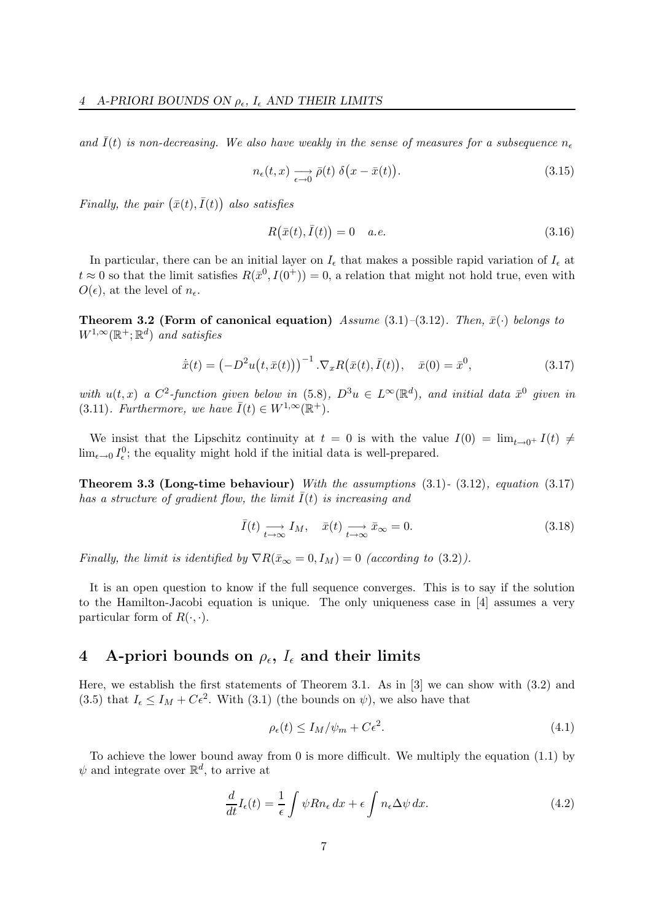*and $\bar{I}(t)$ is non-decreasing. We also have weakly in the sense of measures for a subsequence $n_\epsilon$*

$$n_\epsilon(t,x) \underset{\epsilon\to 0}{\longrightarrow} \bar{\rho}(t)\ \delta\big(x-\bar{x}(t)\big). \tag{3.15}$$

*Finally, the pair $\big(\bar{x}(t), \bar{I}(t)\big)$ also satisfies*

$$R\big(\bar{x}(t), \bar{I}(t)\big) = 0 \quad a.e. \tag{3.16}$$

In particular, there can be an initial layer on $I_\epsilon$ that makes a possible rapid variation of $I_\epsilon$ at $t \approx 0$ so that the limit satisfies $R(\bar{x}^0, I(0^+)) = 0$, a relation that might not hold true, even with $O(\epsilon)$, at the level of $n_\epsilon$.

**Theorem 3.2 (Form of canonical equation)** *Assume* (3.1)–(3.12)*. Then, $\bar{x}(\cdot)$ belongs to $W^{1,\infty}(\mathbb{R}^+;\mathbb{R}^d)$ and satisfies*

$$\dot{\bar{x}}(t) = \big(-D^2u\big(t,\bar{x}(t)\big)\big)^{-1}.\nabla_x R\big(\bar{x}(t),\bar{I}(t)\big), \quad \bar{x}(0) = \bar{x}^0, \tag{3.17}$$

*with $u(t,x)$ a $C^2$-function given below in* (5.8)*, $D^3u \in L^\infty(\mathbb{R}^d)$, and initial data $\bar{x}^0$ given in* (3.11)*. Furthermore, we have $\bar{I}(t) \in W^{1,\infty}(\mathbb{R}^+)$.*

We insist that the Lipschitz continuity at $t = 0$ is with the value $I(0) = \lim_{t\to 0^+} I(t) \neq \lim_{\epsilon\to 0} I_\epsilon^0$; the equality might hold if the initial data is well-prepared.

**Theorem 3.3 (Long-time behaviour)** *With the assumptions* (3.1)- (3.12)*, equation* (3.17) *has a structure of gradient flow, the limit $\bar{I}(t)$ is increasing and*

$$\bar{I}(t) \underset{t\to\infty}{\longrightarrow} I_M, \quad \bar{x}(t) \underset{t\to\infty}{\longrightarrow} \bar{x}_\infty = 0. \tag{3.18}$$

*Finally, the limit is identified by $\nabla R(\bar{x}_\infty = 0, I_M) = 0$ (according to* (3.2)*).*

It is an open question to know if the full sequence converges. This is to say if the solution to the Hamilton-Jacobi equation is unique. The only uniqueness case in [4] assumes a very particular form of $R(\cdot,\cdot)$.

## 4 A-priori bounds on $\rho_\epsilon$, $I_\epsilon$ and their limits

Here, we establish the first statements of Theorem 3.1. As in [3] we can show with (3.2) and (3.5) that $I_\epsilon \le I_M + C\epsilon^2$. With (3.1) (the bounds on $\psi$), we also have that

$$\rho_\epsilon(t) \le I_M/\psi_m + C\epsilon^2. \tag{4.1}$$

To achieve the lower bound away from 0 is more difficult. We multiply the equation (1.1) by $\psi$ and integrate over $\mathbb{R}^d$, to arrive at

$$\frac{d}{dt} I_\epsilon(t) = \frac{1}{\epsilon}\int \psi R n_\epsilon \,dx + \epsilon \int n_\epsilon \Delta\psi \,dx. \tag{4.2}$$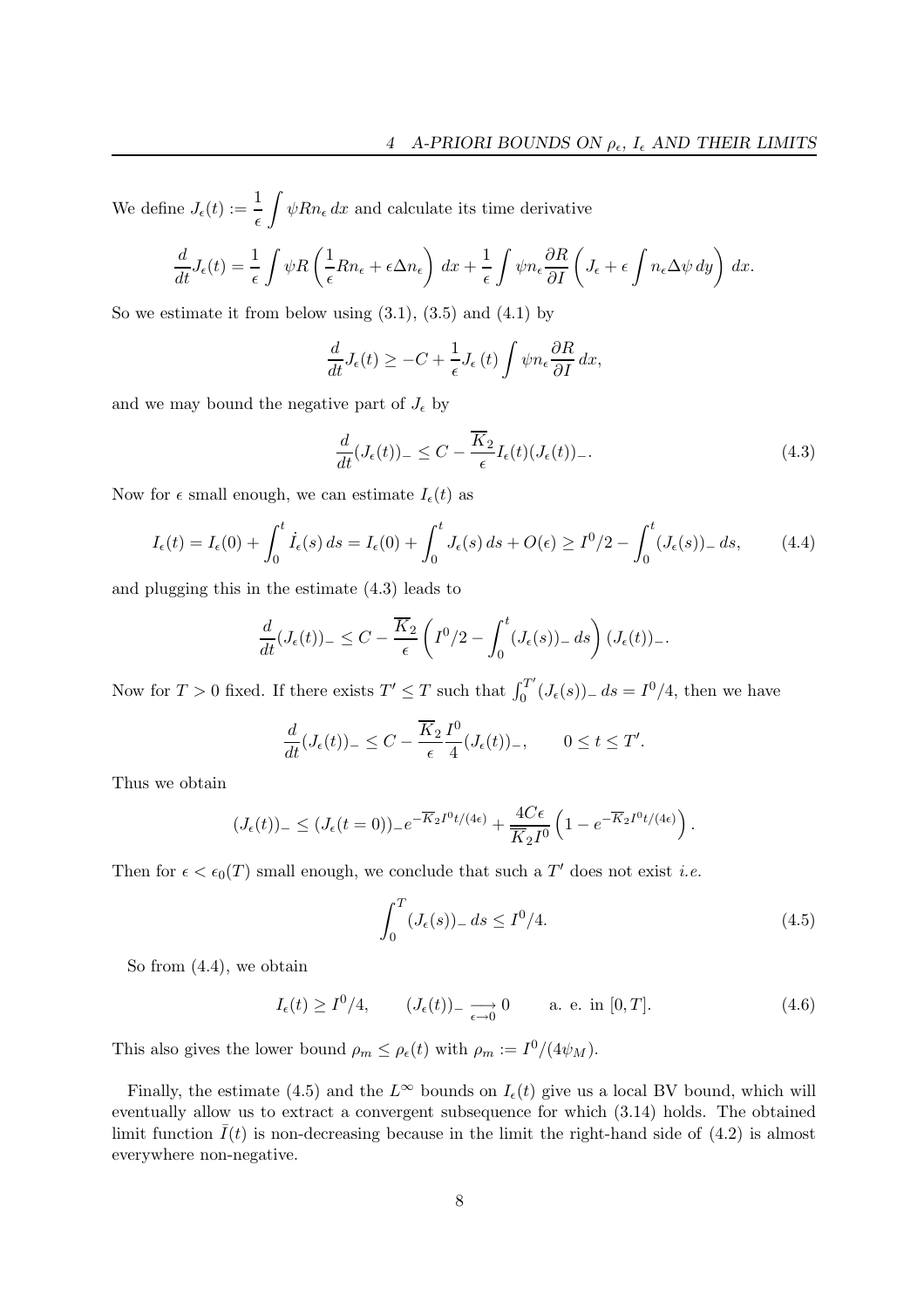We define $J_\epsilon(t) := \dfrac{1}{\epsilon}\displaystyle\int \psi R n_\epsilon \, dx$ and calculate its time derivative

$$\frac{d}{dt}J_\epsilon(t) = \frac{1}{\epsilon}\int \psi R\left(\frac{1}{\epsilon}Rn_\epsilon + \epsilon \Delta n_\epsilon\right)\, dx + \frac{1}{\epsilon}\int \psi n_\epsilon \frac{\partial R}{\partial I}\left(J_\epsilon + \epsilon \int n_\epsilon \Delta\psi \, dy\right)\, dx.$$

So we estimate it from below using (3.1), (3.5) and (4.1) by

$$\frac{d}{dt}J_\epsilon(t) \geq -C + \frac{1}{\epsilon}J_\epsilon(t)\int \psi n_\epsilon \frac{\partial R}{\partial I}\, dx,$$

and we may bound the negative part of $J_\epsilon$ by

$$\frac{d}{dt}(J_\epsilon(t))_- \leq C - \frac{\overline{K}_2}{\epsilon} I_\epsilon(t)(J_\epsilon(t))_-. \tag{4.3}$$

Now for $\epsilon$ small enough, we can estimate $I_\epsilon(t)$ as

$$I_\epsilon(t) = I_\epsilon(0) + \int_0^t \dot{I}_\epsilon(s)\, ds = I_\epsilon(0) + \int_0^t J_\epsilon(s)\, ds + O(\epsilon) \geq I^0/2 - \int_0^t (J_\epsilon(s))_-\, ds, \tag{4.4}$$

and plugging this in the estimate (4.3) leads to

$$\frac{d}{dt}(J_\epsilon(t))_- \leq C - \frac{\overline{K}_2}{\epsilon}\left(I^0/2 - \int_0^t (J_\epsilon(s))_-\, ds\right)(J_\epsilon(t))_-.$$

Now for $T > 0$ fixed. If there exists $T' \leq T$ such that $\int_0^{T'} (J_\epsilon(s))_-\, ds = I^0/4$, then we have

$$\frac{d}{dt}(J_\epsilon(t))_- \leq C - \frac{\overline{K}_2}{\epsilon}\frac{I^0}{4}(J_\epsilon(t))_-, \qquad 0 \leq t \leq T'.$$

Thus we obtain

$$(J_\epsilon(t))_- \leq (J_\epsilon(t=0))_- e^{-\overline{K}_2 I^0 t/(4\epsilon)} + \frac{4C\epsilon}{\overline{K}_2 I^0}\left(1 - e^{-\overline{K}_2 I^0 t/(4\epsilon)}\right).$$

Then for $\epsilon < \epsilon_0(T)$ small enough, we conclude that such a $T'$ does not exist *i.e.*

$$\int_0^T (J_\epsilon(s))_-\, ds \leq I^0/4. \tag{4.5}$$

So from (4.4), we obtain

$$I_\epsilon(t) \geq I^0/4, \qquad (J_\epsilon(t))_- \underset{\epsilon\to 0}{\longrightarrow} 0 \qquad \text{a. e. in } [0,T]. \tag{4.6}$$

This also gives the lower bound $\rho_m \leq \rho_\epsilon(t)$ with $\rho_m := I^0/(4\psi_M)$.

Finally, the estimate (4.5) and the $L^\infty$ bounds on $I_\epsilon(t)$ give us a local BV bound, which will eventually allow us to extract a convergent subsequence for which (3.14) holds. The obtained limit function $\bar{I}(t)$ is non-decreasing because in the limit the right-hand side of (4.2) is almost everywhere non-negative.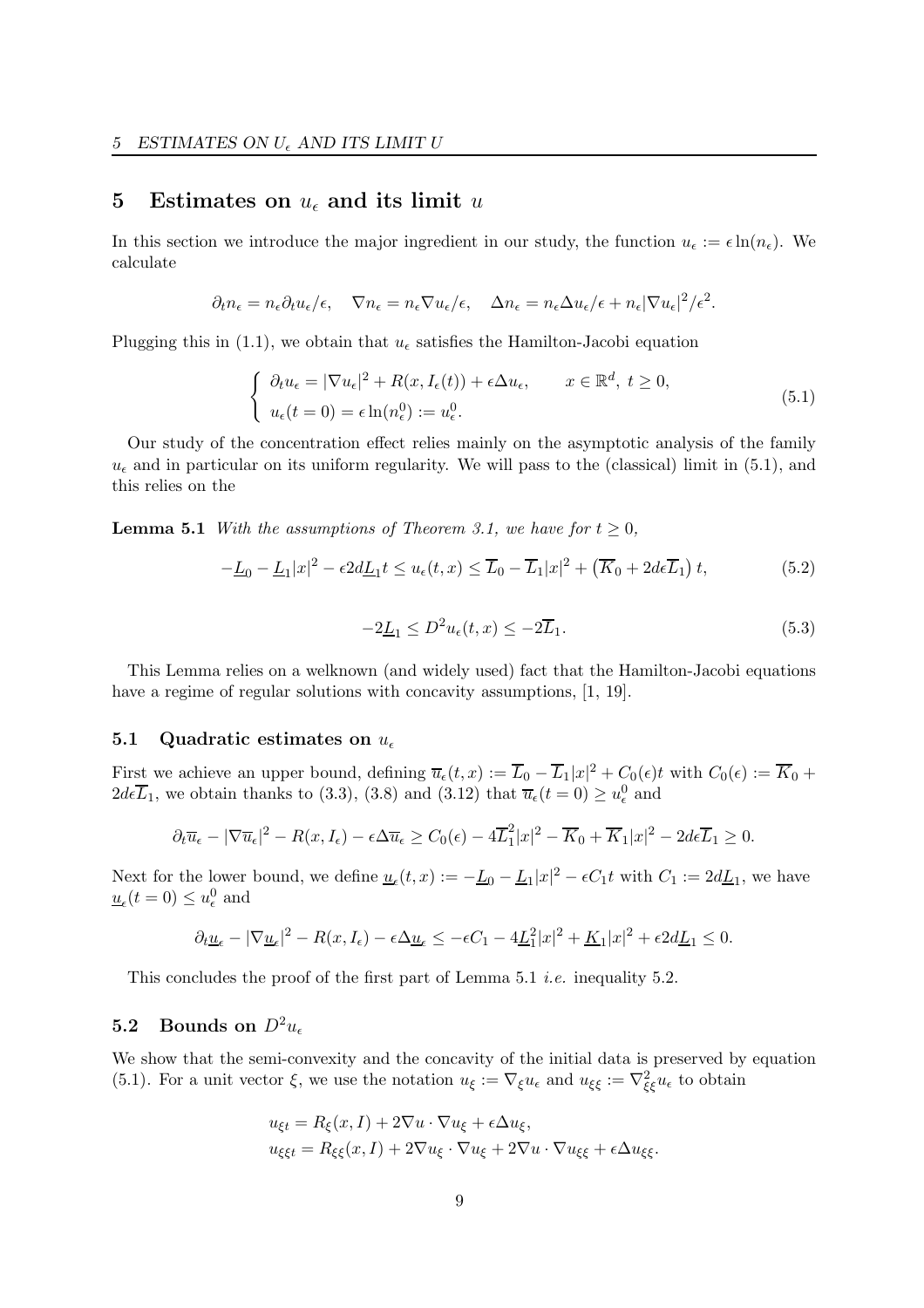## 5 Estimates on $u_\epsilon$ and its limit $u$

In this section we introduce the major ingredient in our study, the function $u_\epsilon := \epsilon \ln(n_\epsilon)$. We calculate

$$\partial_t n_\epsilon = n_\epsilon \partial_t u_\epsilon/\epsilon, \quad \nabla n_\epsilon = n_\epsilon \nabla u_\epsilon/\epsilon, \quad \Delta n_\epsilon = n_\epsilon \Delta u_\epsilon/\epsilon + n_\epsilon |\nabla u_\epsilon|^2/\epsilon^2.$$

Plugging this in (1.1), we obtain that $u_\epsilon$ satisfies the Hamilton-Jacobi equation

$$\begin{cases} \partial_t u_\epsilon = |\nabla u_\epsilon|^2 + R(x, I_\epsilon(t)) + \epsilon \Delta u_\epsilon, & x \in \mathbb{R}^d, \ t \geq 0, \\ u_\epsilon(t=0) = \epsilon \ln(n_\epsilon^0) := u_\epsilon^0. \end{cases} \tag{5.1}$$

Our study of the concentration effect relies mainly on the asymptotic analysis of the family $u_\epsilon$ and in particular on its uniform regularity. We will pass to the (classical) limit in (5.1), and this relies on the

**Lemma 5.1** *With the assumptions of Theorem 3.1, we have for $t \geq 0$,*

$$-\underline{L}_0 - \underline{L}_1 |x|^2 - \epsilon 2d\underline{L}_1 t \leq u_\epsilon(t,x) \leq \overline{L}_0 - \overline{L}_1 |x|^2 + \left(\overline{K}_0 + 2d\epsilon \overline{L}_1\right) t, \tag{5.2}$$

$$-2\underline{L}_1 \leq D^2 u_\epsilon(t,x) \leq -2\overline{L}_1. \tag{5.3}$$

This Lemma relies on a welknown (and widely used) fact that the Hamilton-Jacobi equations have a regime of regular solutions with concavity assumptions, [1, 19].

### 5.1 Quadratic estimates on $u_\epsilon$

First we achieve an upper bound, defining $\overline{u}_\epsilon(t,x) := \overline{L}_0 - \overline{L}_1|x|^2 + C_0(\epsilon)t$ with $C_0(\epsilon) := \overline{K}_0 + 2d\epsilon\overline{L}_1$, we obtain thanks to (3.3), (3.8) and (3.12) that $\overline{u}_\epsilon(t=0) \geq u_\epsilon^0$ and

$$\partial_t \overline{u}_\epsilon - |\nabla \overline{u}_\epsilon|^2 - R(x, I_\epsilon) - \epsilon \Delta \overline{u}_\epsilon \geq C_0(\epsilon) - 4\overline{L}_1^2 |x|^2 - \overline{K}_0 + \overline{K}_1 |x|^2 - 2d\epsilon \overline{L}_1 \geq 0.$$

Next for the lower bound, we define $\underline{u}_\epsilon(t,x) := -\underline{L}_0 - \underline{L}_1|x|^2 - \epsilon C_1 t$ with $C_1 := 2d\underline{L}_1$, we have $\underline{u}_\epsilon(t=0) \leq u_\epsilon^0$ and

$$\partial_t \underline{u}_\epsilon - |\nabla \underline{u}_\epsilon|^2 - R(x, I_\epsilon) - \epsilon \Delta \underline{u}_\epsilon \leq -\epsilon C_1 - 4\underline{L}_1^2 |x|^2 + \underline{K}_1 |x|^2 + \epsilon 2d\underline{L}_1 \leq 0.$$

This concludes the proof of the first part of Lemma 5.1 *i.e.* inequality 5.2.

### 5.2 Bounds on $D^2 u_\epsilon$

We show that the semi-convexity and the concavity of the initial data is preserved by equation (5.1). For a unit vector $\xi$, we use the notation $u_\xi := \nabla_\xi u_\epsilon$ and $u_{\xi\xi} := \nabla^2_{\xi\xi} u_\epsilon$ to obtain

$$u_{\xi t} = R_\xi(x, I) + 2\nabla u \cdot \nabla u_\xi + \epsilon \Delta u_\xi,$$
$$u_{\xi\xi t} = R_{\xi\xi}(x, I) + 2\nabla u_\xi \cdot \nabla u_\xi + 2\nabla u \cdot \nabla u_{\xi\xi} + \epsilon \Delta u_{\xi\xi}.$$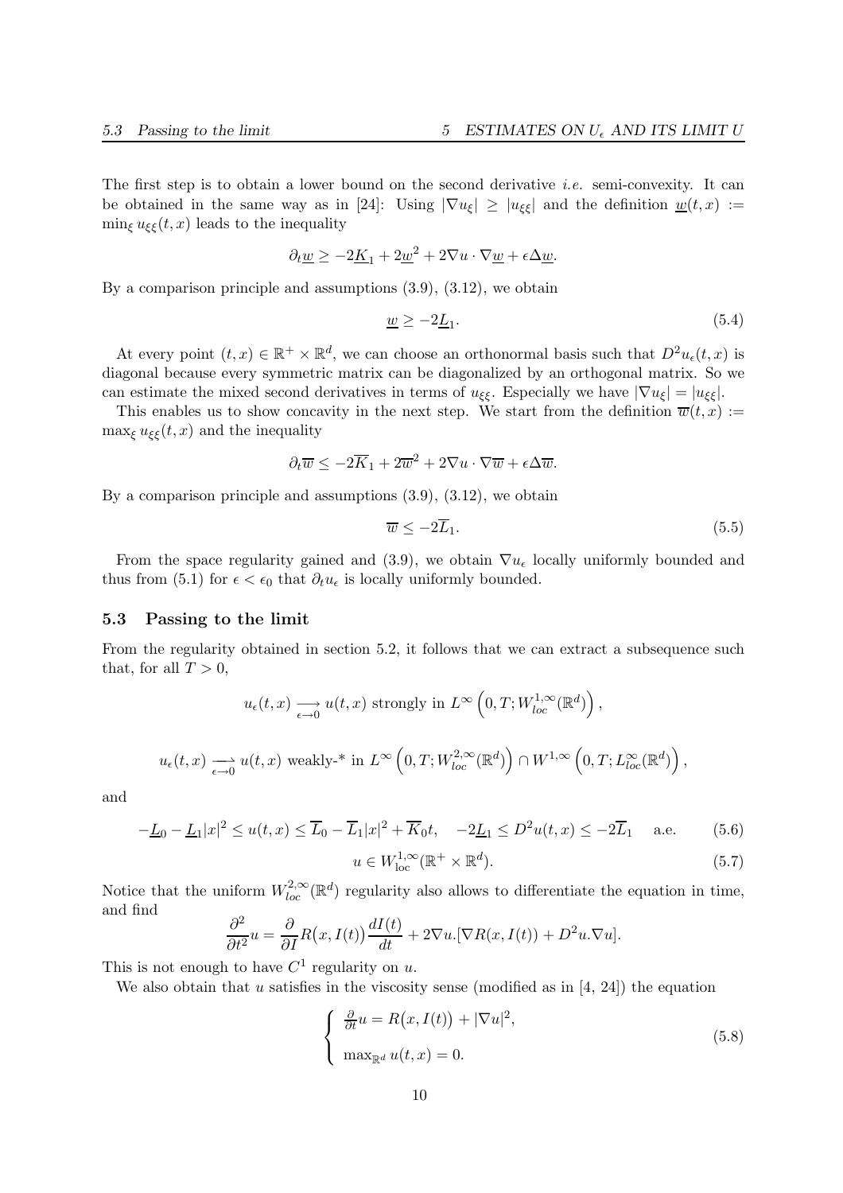The first step is to obtain a lower bound on the second derivative *i.e.* semi-convexity. It can be obtained in the same way as in [24]: Using $|\nabla u_\xi| \geq |u_{\xi\xi}|$ and the definition $\underline{w}(t,x) := \min_\xi u_{\xi\xi}(t,x)$ leads to the inequality

$$\partial_t \underline{w} \geq -2\underline{K}_1 + 2\underline{w}^2 + 2\nabla u \cdot \nabla \underline{w} + \epsilon \Delta \underline{w}.$$

By a comparison principle and assumptions (3.9), (3.12), we obtain

$$\underline{w} \geq -2\underline{L}_1. \tag{5.4}$$

At every point $(t,x) \in \mathbb{R}^+ \times \mathbb{R}^d$, we can choose an orthonormal basis such that $D^2 u_\epsilon(t,x)$ is diagonal because every symmetric matrix can be diagonalized by an orthogonal matrix. So we can estimate the mixed second derivatives in terms of $u_{\xi\xi}$. Especially we have $|\nabla u_\xi| = |u_{\xi\xi}|$.

This enables us to show concavity in the next step. We start from the definition $\overline{w}(t,x) := \max_\xi u_{\xi\xi}(t,x)$ and the inequality

$$\partial_t \overline{w} \leq -2\overline{K}_1 + 2\overline{w}^2 + 2\nabla u \cdot \nabla \overline{w} + \epsilon \Delta \overline{w}.$$

By a comparison principle and assumptions (3.9), (3.12), we obtain

$$\overline{w} \leq -2\overline{L}_1. \tag{5.5}$$

From the space regularity gained and (3.9), we obtain $\nabla u_\epsilon$ locally uniformly bounded and thus from (5.1) for $\epsilon < \epsilon_0$ that $\partial_t u_\epsilon$ is locally uniformly bounded.

### 5.3 Passing to the limit

From the regularity obtained in section 5.2, it follows that we can extract a subsequence such that, for all $T > 0$,

$$u_\epsilon(t,x) \underset{\epsilon \to 0}{\longrightarrow} u(t,x) \text{ strongly in } L^\infty\left(0,T; W^{1,\infty}_{loc}(\mathbb{R}^d)\right),$$

$$u_\epsilon(t,x) \underset{\epsilon \to 0}{\rightharpoonup} u(t,x) \text{ weakly-* in } L^\infty\left(0,T; W^{2,\infty}_{loc}(\mathbb{R}^d)\right) \cap W^{1,\infty}\left(0,T; L^\infty_{loc}(\mathbb{R}^d)\right),$$

and

$$-\underline{L}_0 - \underline{L}_1|x|^2 \leq u(t,x) \leq \overline{L}_0 - \overline{L}_1|x|^2 + \overline{K}_0 t, \quad -2\underline{L}_1 \leq D^2 u(t,x) \leq -2\overline{L}_1 \quad \text{a.e.} \tag{5.6}$$

$$u \in W^{1,\infty}_{\text{loc}}(\mathbb{R}^+ \times \mathbb{R}^d). \tag{5.7}$$

Notice that the uniform $W^{2,\infty}_{loc}(\mathbb{R}^d)$ regularity also allows to differentiate the equation in time, and find

$$\frac{\partial^2}{\partial t^2} u = \frac{\partial}{\partial I} R\big(x, I(t)\big) \frac{dI(t)}{dt} + 2\nabla u . [\nabla R(x, I(t)) + D^2 u . \nabla u].$$

This is not enough to have $C^1$ regularity on $u$.

We also obtain that $u$ satisfies in the viscosity sense (modified as in [4, 24]) the equation

$$\begin{cases} \frac{\partial}{\partial t} u = R\big(x, I(t)\big) + |\nabla u|^2, \\ \max_{\mathbb{R}^d} u(t,x) = 0. \end{cases} \tag{5.8}$$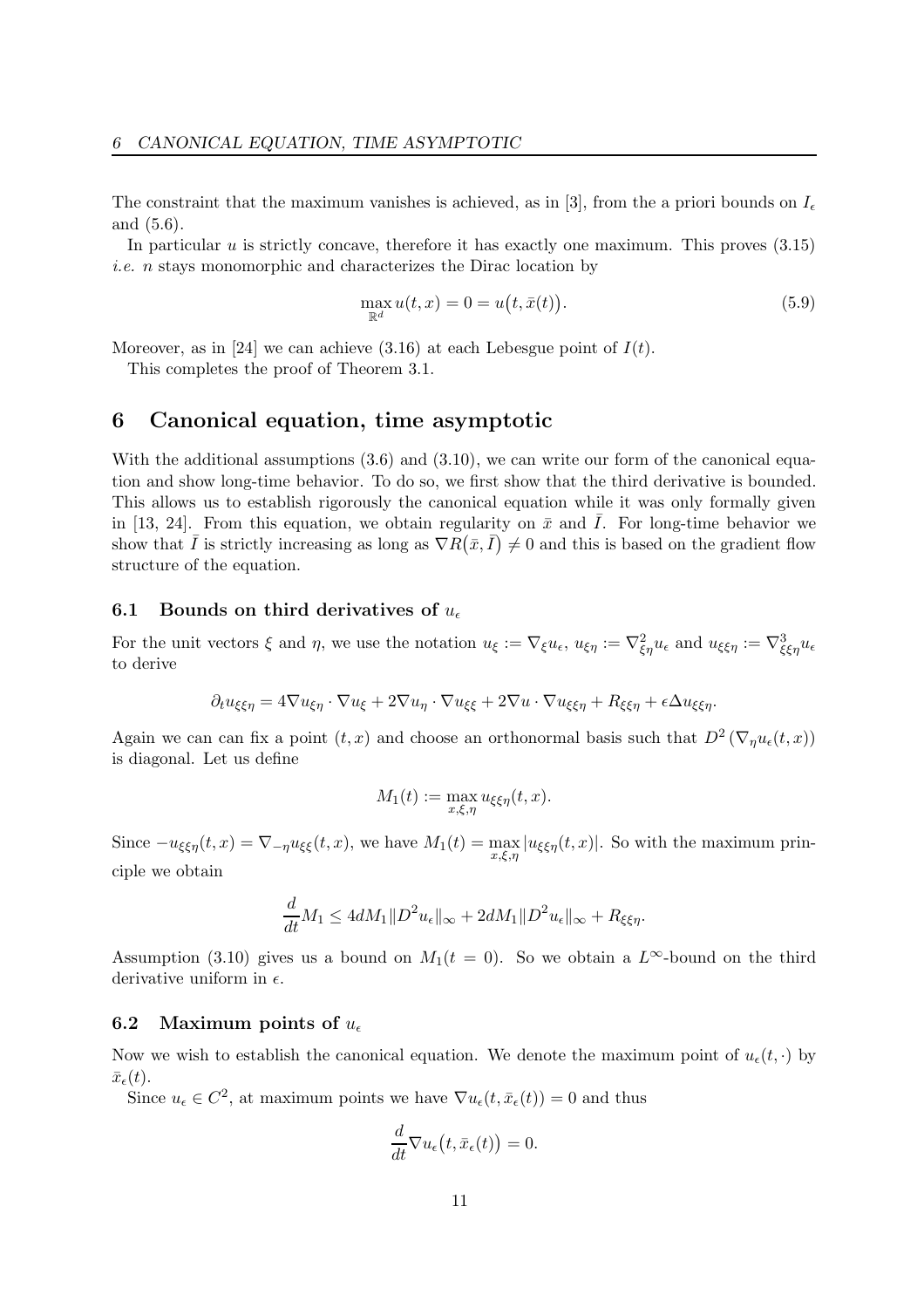The constraint that the maximum vanishes is achieved, as in [3], from the a priori bounds on $I_\epsilon$ and (5.6).

In particular $u$ is strictly concave, therefore it has exactly one maximum. This proves (3.15) *i.e.* $n$ stays monomorphic and characterizes the Dirac location by

$$\max_{\mathbb{R}^d} u(t,x) = 0 = u\big(t, \bar{x}(t)\big). \tag{5.9}$$

Moreover, as in [24] we can achieve (3.16) at each Lebesgue point of $I(t)$.

This completes the proof of Theorem 3.1.

# 6 Canonical equation, time asymptotic

With the additional assumptions (3.6) and (3.10), we can write our form of the canonical equation and show long-time behavior. To do so, we first show that the third derivative is bounded. This allows us to establish rigorously the canonical equation while it was only formally given in [13, 24]. From this equation, we obtain regularity on $\bar{x}$ and $\bar{I}$. For long-time behavior we show that $\bar{I}$ is strictly increasing as long as $\nabla R\big(\bar{x}, \bar{I}\big) \neq 0$ and this is based on the gradient flow structure of the equation.

## 6.1 Bounds on third derivatives of $u_\epsilon$

For the unit vectors $\xi$ and $\eta$, we use the notation $u_\xi := \nabla_\xi u_\epsilon$, $u_{\xi\eta} := \nabla^2_{\xi\eta} u_\epsilon$ and $u_{\xi\xi\eta} := \nabla^3_{\xi\xi\eta} u_\epsilon$ to derive

$$\partial_t u_{\xi\xi\eta} = 4\nabla u_{\xi\eta} \cdot \nabla u_\xi + 2\nabla u_\eta \cdot \nabla u_{\xi\xi} + 2\nabla u \cdot \nabla u_{\xi\xi\eta} + R_{\xi\xi\eta} + \epsilon \Delta u_{\xi\xi\eta}.$$

Again we can can fix a point $(t,x)$ and choose an orthonormal basis such that $D^2\left(\nabla_\eta u_\epsilon(t,x)\right)$ is diagonal. Let us define

$$M_1(t) := \max_{x,\xi,\eta} u_{\xi\xi\eta}(t,x).$$

Since $-u_{\xi\xi\eta}(t,x) = \nabla_{-\eta} u_{\xi\xi}(t,x)$, we have $M_1(t) = \max\limits_{x,\xi,\eta} |u_{\xi\xi\eta}(t,x)|$. So with the maximum principle we obtain

$$\frac{d}{dt} M_1 \leq 4dM_1 \|D^2 u_\epsilon\|_\infty + 2dM_1 \|D^2 u_\epsilon\|_\infty + R_{\xi\xi\eta}.$$

Assumption (3.10) gives us a bound on $M_1(t=0)$. So we obtain a $L^\infty$-bound on the third derivative uniform in $\epsilon$.

## 6.2 Maximum points of $u_\epsilon$

Now we wish to establish the canonical equation. We denote the maximum point of $u_\epsilon(t,\cdot)$ by $\bar{x}_\epsilon(t)$.

Since $u_\epsilon \in C^2$, at maximum points we have $\nabla u_\epsilon(t, \bar{x}_\epsilon(t)) = 0$ and thus

$$\frac{d}{dt} \nabla u_\epsilon\big(t, \bar{x}_\epsilon(t)\big) = 0.$$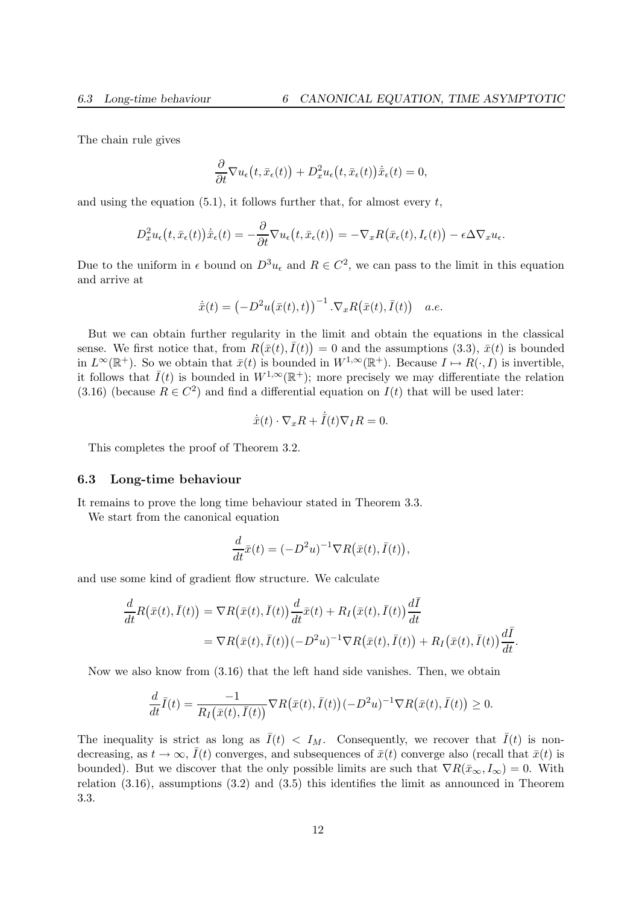The chain rule gives

$$\frac{\partial}{\partial t}\nabla u_\epsilon\big(t,\bar{x}_\epsilon(t)\big) + D_x^2 u_\epsilon\big(t,\bar{x}_\epsilon(t)\big)\dot{\bar{x}}_\epsilon(t) = 0,$$

and using the equation (5.1), it follows further that, for almost every $t$,

$$D_x^2 u_\epsilon\big(t,\bar{x}_\epsilon(t)\big)\dot{\bar{x}}_\epsilon(t) = -\frac{\partial}{\partial t}\nabla u_\epsilon\big(t,\bar{x}_\epsilon(t)\big) = -\nabla_x R\big(\bar{x}_\epsilon(t), I_\epsilon(t)\big) - \epsilon\Delta\nabla_x u_\epsilon.$$

Due to the uniform in $\epsilon$ bound on $D^3 u_\epsilon$ and $R \in C^2$, we can pass to the limit in this equation and arrive at

$$\dot{\bar{x}}(t) = \big(-D^2 u\big(\bar{x}(t),t\big)\big)^{-1}.\nabla_x R\big(\bar{x}(t),\bar{I}(t)\big) \quad a.e.$$

But we can obtain further regularity in the limit and obtain the equations in the classical sense. We first notice that, from $R\big(\bar{x}(t),\bar{I}(t)\big) = 0$ and the assumptions (3.3), $\bar{x}(t)$ is bounded in $L^\infty(\mathbb{R}^+)$. So we obtain that $\bar{x}(t)$ is bounded in $W^{1,\infty}(\mathbb{R}^+)$. Because $I \mapsto R(\cdot, I)$ is invertible, it follows that $\bar{I}(t)$ is bounded in $W^{1,\infty}(\mathbb{R}^+)$; more precisely we may differentiate the relation (3.16) (because $R \in C^2$) and find a differential equation on $I(t)$ that will be used later:

$$\dot{\bar{x}}(t)\cdot\nabla_x R + \dot{\bar{I}}(t)\nabla_I R = 0.$$

This completes the proof of Theorem 3.2.

### 6.3 Long-time behaviour

It remains to prove the long time behaviour stated in Theorem 3.3.

We start from the canonical equation

$$\frac{d}{dt}\bar{x}(t) = (-D^2 u)^{-1}\nabla R\big(\bar{x}(t),\bar{I}(t)\big),$$

and use some kind of gradient flow structure. We calculate

$$\begin{aligned}
\frac{d}{dt}R\big(\bar{x}(t),\bar{I}(t)\big) &= \nabla R\big(\bar{x}(t),\bar{I}(t)\big)\frac{d}{dt}\bar{x}(t) + R_I\big(\bar{x}(t),\bar{I}(t)\big)\frac{d\bar{I}}{dt} \\
&= \nabla R\big(\bar{x}(t),\bar{I}(t)\big)(-D^2 u)^{-1}\nabla R\big(\bar{x}(t),\bar{I}(t)\big) + R_I\big(\bar{x}(t),\bar{I}(t)\big)\frac{d\bar{I}}{dt}.
\end{aligned}$$

Now we also know from (3.16) that the left hand side vanishes. Then, we obtain

$$\frac{d}{dt}\bar{I}(t) = \frac{-1}{R_I\big(\bar{x}(t),\bar{I}(t)\big)}\nabla R\big(\bar{x}(t),\bar{I}(t)\big)(-D^2 u)^{-1}\nabla R\big(\bar{x}(t),\bar{I}(t)\big) \geq 0.$$

The inequality is strict as long as $\bar{I}(t) < I_M$. Consequently, we recover that $\bar{I}(t)$ is non-decreasing, as $t \to \infty$, $\bar{I}(t)$ converges, and subsequences of $\bar{x}(t)$ converge also (recall that $\bar{x}(t)$ is bounded). But we discover that the only possible limits are such that $\nabla R(\bar{x}_\infty, I_\infty) = 0$. With relation (3.16), assumptions (3.2) and (3.5) this identifies the limit as announced in Theorem 3.3.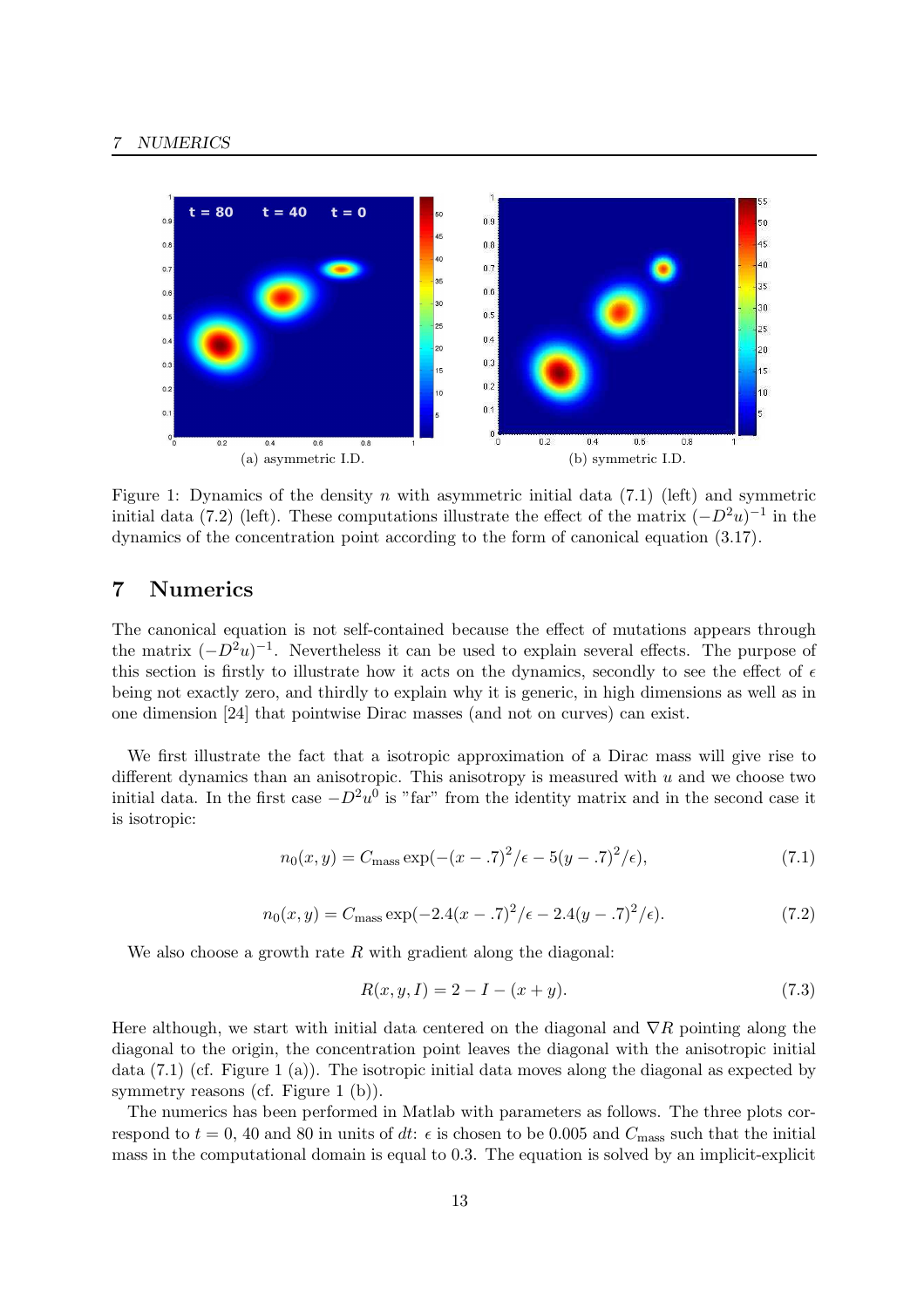(a) asymmetric I.D.

(b) symmetric I.D.

Figure 1: Dynamics of the density $n$ with asymmetric initial data (7.1) (left) and symmetric initial data (7.2) (left). These computations illustrate the effect of the matrix $(-D^2 u)^{-1}$ in the dynamics of the concentration point according to the form of canonical equation (3.17).

# 7 Numerics

The canonical equation is not self-contained because the effect of mutations appears through the matrix $(-D^2 u)^{-1}$. Nevertheless it can be used to explain several effects. The purpose of this section is firstly to illustrate how it acts on the dynamics, secondly to see the effect of $\epsilon$ being not exactly zero, and thirdly to explain why it is generic, in high dimensions as well as in one dimension [24] that pointwise Dirac masses (and not on curves) can exist.

We first illustrate the fact that a isotropic approximation of a Dirac mass will give rise to different dynamics than an anisotropic. This anisotropy is measured with $u$ and we choose two initial data. In the first case $-D^2 u^0$ is "far" from the identity matrix and in the second case it is isotropic:

$$n_0(x, y) = C_{\text{mass}} \exp(-(x - .7)^2/\epsilon - 5(y - .7)^2/\epsilon), \tag{7.1}$$

$$n_0(x, y) = C_{\text{mass}} \exp(-2.4(x - .7)^2/\epsilon - 2.4(y - .7)^2/\epsilon). \tag{7.2}$$

We also choose a growth rate $R$ with gradient along the diagonal:

$$R(x, y, I) = 2 - I - (x + y). \tag{7.3}$$

Here although, we start with initial data centered on the diagonal and $\nabla R$ pointing along the diagonal to the origin, the concentration point leaves the diagonal with the anisotropic initial data (7.1) (cf. Figure 1 (a)). The isotropic initial data moves along the diagonal as expected by symmetry reasons (cf. Figure 1 (b)).

The numerics has been performed in Matlab with parameters as follows. The three plots correspond to $t = 0$, 40 and 80 in units of $dt$: $\epsilon$ is chosen to be 0.005 and $C_{\text{mass}}$ such that the initial mass in the computational domain is equal to 0.3. The equation is solved by an implicit-explicit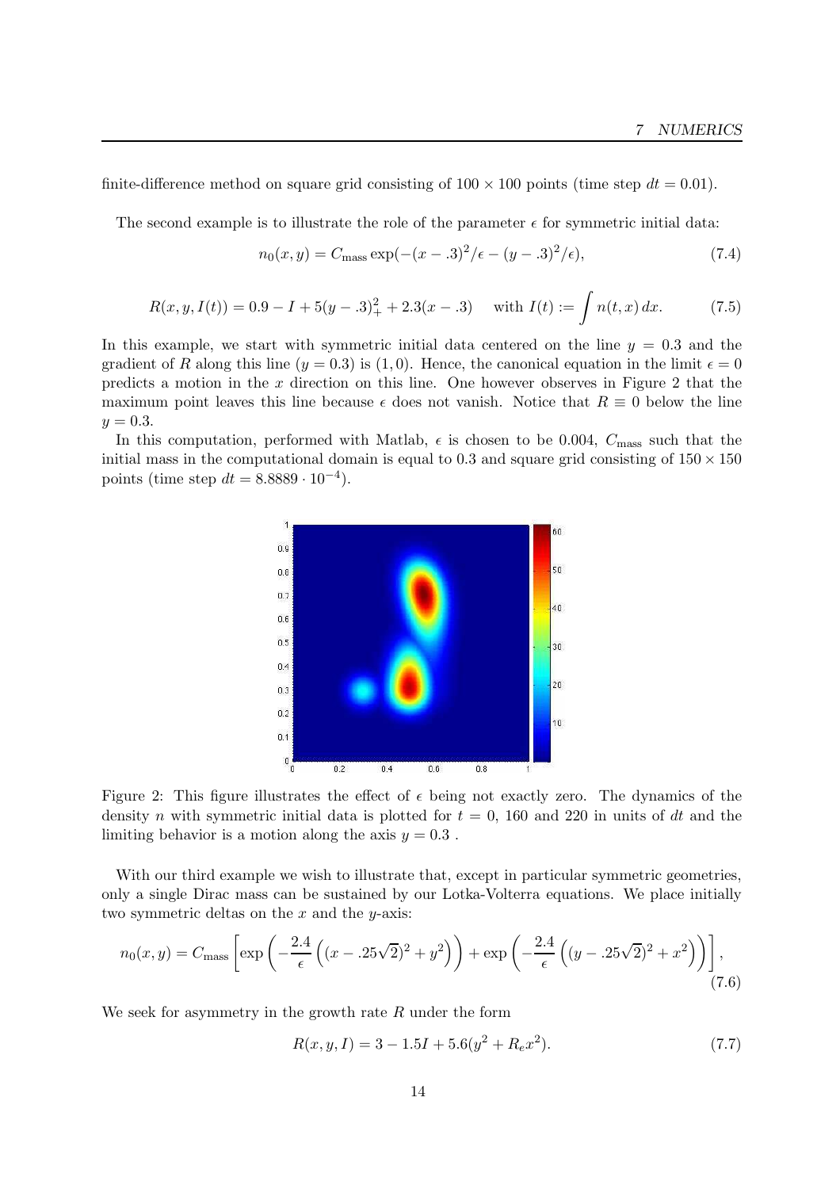finite-difference method on square grid consisting of $100 \times 100$ points (time step $dt = 0.01$).

The second example is to illustrate the role of the parameter $\epsilon$ for symmetric initial data:

$$n_0(x, y) = C_{\text{mass}} \exp(-(x - .3)^2/\epsilon - (y - .3)^2/\epsilon), \tag{7.4}$$

$$R(x, y, I(t)) = 0.9 - I + 5(y - .3)_+^2 + 2.3(x - .3) \quad \text{with } I(t) := \int n(t, x)\, dx. \tag{7.5}$$

In this example, we start with symmetric initial data centered on the line $y = 0.3$ and the gradient of $R$ along this line ($y = 0.3$) is $(1, 0)$. Hence, the canonical equation in the limit $\epsilon = 0$ predicts a motion in the $x$ direction on this line. One however observes in Figure 2 that the maximum point leaves this line because $\epsilon$ does not vanish. Notice that $R \equiv 0$ below the line $y = 0.3$.

In this computation, performed with Matlab, $\epsilon$ is chosen to be 0.004, $C_{\text{mass}}$ such that the initial mass in the computational domain is equal to 0.3 and square grid consisting of $150 \times 150$ points (time step $dt = 8.8889 \cdot 10^{-4}$).

Figure 2: This figure illustrates the effect of $\epsilon$ being not exactly zero. The dynamics of the density $n$ with symmetric initial data is plotted for $t = 0$, 160 and 220 in units of $dt$ and the limiting behavior is a motion along the axis $y = 0.3$ .

With our third example we wish to illustrate that, except in particular symmetric geometries, only a single Dirac mass can be sustained by our Lotka-Volterra equations. We place initially two symmetric deltas on the $x$ and the $y$-axis:

$$n_0(x, y) = C_{\text{mass}} \left[ \exp\left( -\frac{2.4}{\epsilon} \left( (x - .25\sqrt{2})^2 + y^2 \right) \right) + \exp\left( -\frac{2.4}{\epsilon} \left( (y - .25\sqrt{2})^2 + x^2 \right) \right) \right], \tag{7.6}$$

We seek for asymmetry in the growth rate $R$ under the form

$$R(x, y, I) = 3 - 1.5I + 5.6(y^2 + R_e x^2). \tag{7.7}$$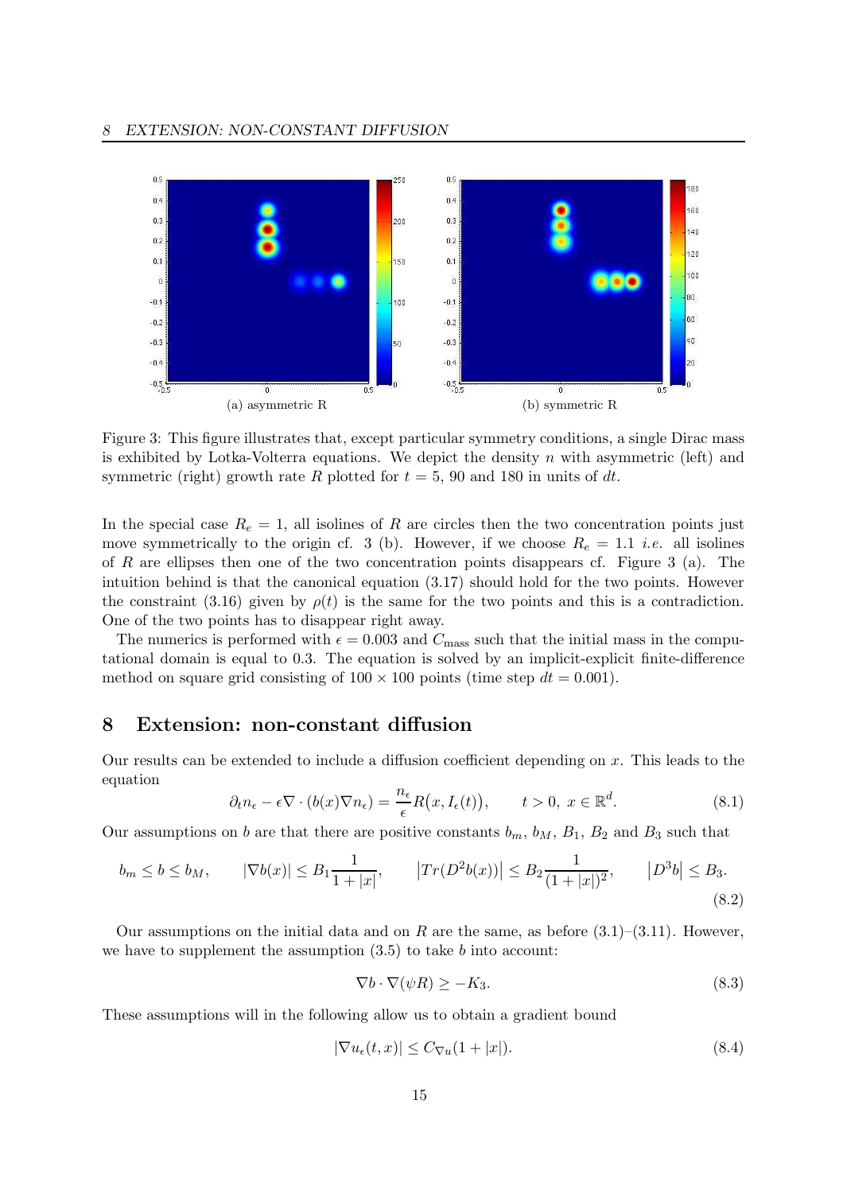(a) asymmetric R

(b) symmetric R

Figure 3: This figure illustrates that, except particular symmetry conditions, a single Dirac mass is exhibited by Lotka-Volterra equations. We depict the density $n$ with asymmetric (left) and symmetric (right) growth rate $R$ plotted for $t = 5$, 90 and 180 in units of $dt$.

In the special case $R_e = 1$, all isolines of $R$ are circles then the two concentration points just move symmetrically to the origin cf. 3 (b). However, if we choose $R_e = 1.1$ *i.e.* all isolines of $R$ are ellipses then one of the two concentration points disappears cf. Figure 3 (a). The intuition behind is that the canonical equation (3.17) should hold for the two points. However the constraint (3.16) given by $\rho(t)$ is the same for the two points and this is a contradiction. One of the two points has to disappear right away.

The numerics is performed with $\epsilon = 0.003$ and $C_{\text{mass}}$ such that the initial mass in the computational domain is equal to 0.3. The equation is solved by an implicit-explicit finite-difference method on square grid consisting of $100 \times 100$ points (time step $dt = 0.001$).

## 8 Extension: non-constant diffusion

Our results can be extended to include a diffusion coefficient depending on $x$. This leads to the equation

$$\partial_t n_\epsilon - \epsilon \nabla \cdot (b(x) \nabla n_\epsilon) = \frac{n_\epsilon}{\epsilon} R\big(x, I_\epsilon(t)\big), \qquad t > 0, \ x \in \mathbb{R}^d. \tag{8.1}$$

Our assumptions on $b$ are that there are positive constants $b_m$, $b_M$, $B_1$, $B_2$ and $B_3$ such that

$$b_m \le b \le b_M, \qquad |\nabla b(x)| \le B_1 \frac{1}{1+|x|}, \qquad \big|Tr(D^2 b(x))\big| \le B_2 \frac{1}{(1+|x|)^2}, \qquad \big|D^3 b\big| \le B_3. \tag{8.2}$$

Our assumptions on the initial data and on $R$ are the same, as before (3.1)–(3.11). However, we have to supplement the assumption (3.5) to take $b$ into account:

$$\nabla b \cdot \nabla(\psi R) \ge -K_3. \tag{8.3}$$

These assumptions will in the following allow us to obtain a gradient bound

$$|\nabla u_\epsilon(t,x)| \le C_{\nabla u}(1+|x|). \tag{8.4}$$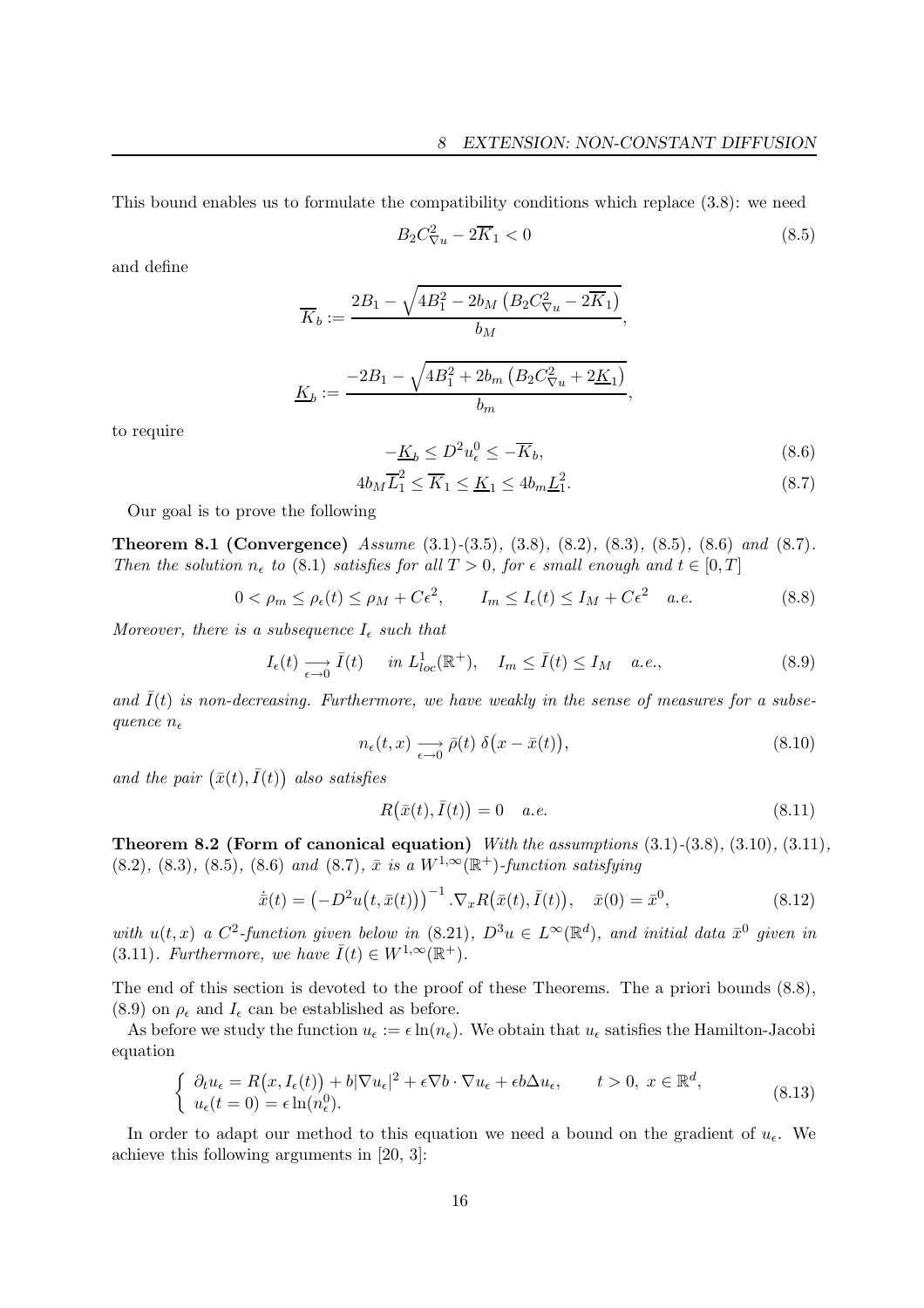This bound enables us to formulate the compatibility conditions which replace (3.8): we need

$$B_2 C_{\nabla u}^2 - 2\overline{K}_1 < 0 \tag{8.5}$$

and define

$$\overline{K}_b := \frac{2B_1 - \sqrt{4B_1^2 - 2b_M\left(B_2 C_{\nabla u}^2 - 2\overline{K}_1\right)}}{b_M},$$

$$\underline{K}_b := \frac{-2B_1 - \sqrt{4B_1^2 + 2b_m\left(B_2 C_{\nabla u}^2 + 2\underline{K}_1\right)}}{b_m},$$

to require

$$-\underline{K}_b \le D^2 u_\epsilon^0 \le -\overline{K}_b, \tag{8.6}$$

$$4b_M \overline{L}_1^2 \le \overline{K}_1 \le \underline{K}_1 \le 4b_m \underline{L}_1^2. \tag{8.7}$$

Our goal is to prove the following

**Theorem 8.1 (Convergence)** *Assume* (3.1)-(3.5), (3.8), (8.2), (8.3), (8.5), (8.6) *and* (8.7). *Then the solution $n_\epsilon$ to* (8.1) *satisfies for all $T > 0$, for $\epsilon$ small enough and $t \in [0,T]$*

$$0 < \rho_m \le \rho_\epsilon(t) \le \rho_M + C\epsilon^2, \qquad I_m \le I_\epsilon(t) \le I_M + C\epsilon^2 \quad a.e. \tag{8.8}$$

*Moreover, there is a subsequence $I_\epsilon$ such that*

$$I_\epsilon(t) \underset{\epsilon\to 0}{\longrightarrow} \bar{I}(t) \quad \text{ in } L^1_{loc}(\mathbb{R}^+), \quad I_m \le \bar{I}(t) \le I_M \quad a.e., \tag{8.9}$$

*and $\bar{I}(t)$ is non-decreasing. Furthermore, we have weakly in the sense of measures for a subsequence $n_\epsilon$*

$$n_\epsilon(t,x) \underset{\epsilon\to 0}{\longrightarrow} \bar{\rho}(t)\ \delta\big(x - \bar{x}(t)\big), \tag{8.10}$$

*and the pair $\big(\bar{x}(t), \bar{I}(t)\big)$ also satisfies*

$$R\big(\bar{x}(t), \bar{I}(t)\big) = 0 \quad a.e. \tag{8.11}$$

**Theorem 8.2 (Form of canonical equation)** *With the assumptions* (3.1)-(3.8), (3.10), (3.11), (8.2), (8.3), (8.5), (8.6) *and* (8.7), *$\bar{x}$ is a $W^{1,\infty}(\mathbb{R}^+)$-function satisfying*

$$\dot{\bar{x}}(t) = \big(-D^2 u\big(t, \bar{x}(t)\big)\big)^{-1}.\nabla_x R\big(\bar{x}(t), \bar{I}(t)\big), \quad \bar{x}(0) = \bar{x}^0, \tag{8.12}$$

*with $u(t,x)$ a $C^2$-function given below in* (8.21), *$D^3 u \in L^\infty(\mathbb{R}^d)$, and initial data $\bar{x}^0$ given in* (3.11). *Furthermore, we have $\bar{I}(t) \in W^{1,\infty}(\mathbb{R}^+)$.*

The end of this section is devoted to the proof of these Theorems. The a priori bounds (8.8), (8.9) on $\rho_\epsilon$ and $I_\epsilon$ can be established as before.

As before we study the function $u_\epsilon := \epsilon \ln(n_\epsilon)$. We obtain that $u_\epsilon$ satisfies the Hamilton-Jacobi equation

$$\begin{cases} \partial_t u_\epsilon = R\big(x, I_\epsilon(t)\big) + b|\nabla u_\epsilon|^2 + \epsilon \nabla b \cdot \nabla u_\epsilon + \epsilon b \Delta u_\epsilon, & t > 0,\ x \in \mathbb{R}^d, \\ u_\epsilon(t=0) = \epsilon \ln(n_\epsilon^0). \end{cases} \tag{8.13}$$

In order to adapt our method to this equation we need a bound on the gradient of $u_\epsilon$. We achieve this following arguments in [20, 3]: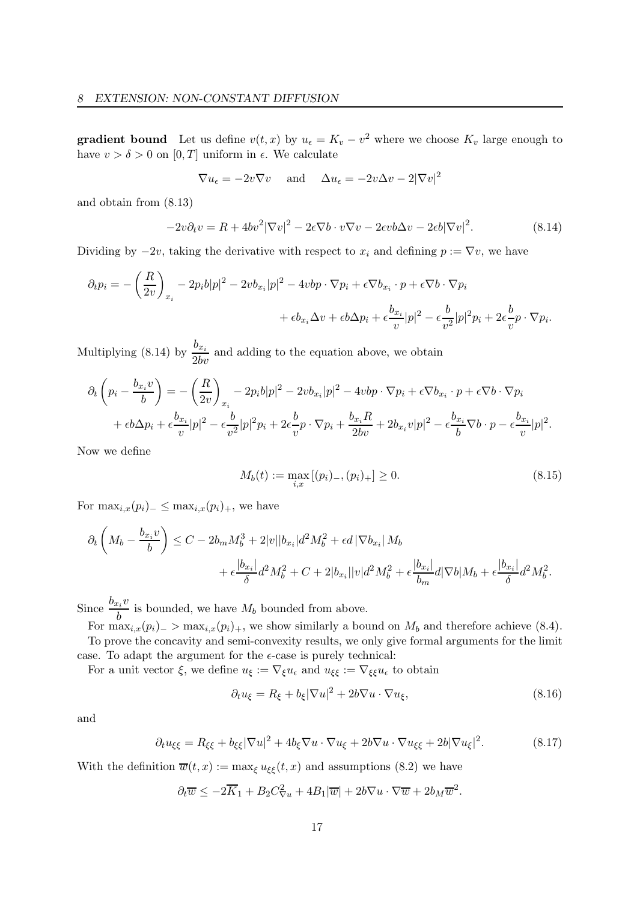**gradient bound** Let us define $v(t,x)$ by $u_\epsilon = K_v - v^2$ where we choose $K_v$ large enough to have $v > \delta > 0$ on $[0,T]$ uniform in $\epsilon$. We calculate

$$\nabla u_\epsilon = -2v\nabla v \quad \text{and} \quad \Delta u_\epsilon = -2v\Delta v - 2|\nabla v|^2$$

and obtain from (8.13)

$$-2v\partial_t v = R + 4bv^2|\nabla v|^2 - 2\epsilon\nabla b \cdot v\nabla v - 2\epsilon vb\Delta v - 2\epsilon b|\nabla v|^2. \tag{8.14}$$

Dividing by $-2v$, taking the derivative with respect to $x_i$ and defining $p := \nabla v$, we have

$$\partial_t p_i = -\left(\frac{R}{2v}\right)_{x_i} - 2p_i b|p|^2 - 2vb_{x_i}|p|^2 - 4vbp \cdot \nabla p_i + \epsilon\nabla b_{x_i} \cdot p + \epsilon\nabla b \cdot \nabla p_i$$
$$+ \epsilon b_{x_i}\Delta v + \epsilon b\Delta p_i + \epsilon\frac{b_{x_i}}{v}|p|^2 - \epsilon\frac{b}{v^2}|p|^2 p_i + 2\epsilon\frac{b}{v}p \cdot \nabla p_i.$$

Multiplying (8.14) by $\dfrac{b_{x_i}}{2bv}$ and adding to the equation above, we obtain

$$\partial_t\left(p_i - \frac{b_{x_i}v}{b}\right) = -\left(\frac{R}{2v}\right)_{x_i} - 2p_i b|p|^2 - 2vb_{x_i}|p|^2 - 4vbp \cdot \nabla p_i + \epsilon\nabla b_{x_i} \cdot p + \epsilon\nabla b \cdot \nabla p_i$$
$$+ \epsilon b\Delta p_i + \epsilon\frac{b_{x_i}}{v}|p|^2 - \epsilon\frac{b}{v^2}|p|^2 p_i + 2\epsilon\frac{b}{v}p \cdot \nabla p_i + \frac{b_{x_i}R}{2bv} + 2b_{x_i}v|p|^2 - \epsilon\frac{b_{x_i}}{b}\nabla b \cdot p - \epsilon\frac{b_{x_i}}{v}|p|^2.$$

Now we define

$$M_b(t) := \max_{i,x}\left[(p_i)_-, (p_i)_+\right] \geq 0. \tag{8.15}$$

For $\max_{i,x}(p_i)_- \leq \max_{i,x}(p_i)_+$, we have

$$\partial_t\left(M_b - \frac{b_{x_i}v}{b}\right) \leq C - 2b_m M_b^3 + 2|v||b_{x_i}|d^2 M_b^2 + \epsilon d\,|\nabla b_{x_i}|\,M_b$$
$$+ \epsilon\frac{|b_{x_i}|}{\delta}d^2 M_b^2 + C + 2|b_{x_i}||v|d^2 M_b^2 + \epsilon\frac{|b_{x_i}|}{b_m}d|\nabla b|M_b + \epsilon\frac{|b_{x_i}|}{\delta}d^2 M_b^2.$$

Since $\dfrac{b_{x_i}v}{b}$ is bounded, we have $M_b$ bounded from above.

For $\max_{i,x}(p_i)_- > \max_{i,x}(p_i)_+$, we show similarly a bound on $M_b$ and therefore achieve (8.4).

To prove the concavity and semi-convexity results, we only give formal arguments for the limit case. To adapt the argument for the $\epsilon$-case is purely technical:

For a unit vector $\xi$, we define $u_\xi := \nabla_\xi u_\epsilon$ and $u_{\xi\xi} := \nabla_{\xi\xi}u_\epsilon$ to obtain

$$\partial_t u_\xi = R_\xi + b_\xi|\nabla u|^2 + 2b\nabla u \cdot \nabla u_\xi, \tag{8.16}$$

and

$$\partial_t u_{\xi\xi} = R_{\xi\xi} + b_{\xi\xi}|\nabla u|^2 + 4b_\xi\nabla u \cdot \nabla u_\xi + 2b\nabla u \cdot \nabla u_{\xi\xi} + 2b|\nabla u_\xi|^2. \tag{8.17}$$

With the definition $\overline{w}(t,x) := \max_\xi u_{\xi\xi}(t,x)$ and assumptions (8.2) we have

$$\partial_t\overline{w} \leq -2\overline{K}_1 + B_2 C_{\nabla u}^2 + 4B_1|\overline{w}| + 2b\nabla u \cdot \nabla\overline{w} + 2b_M\overline{w}^2.$$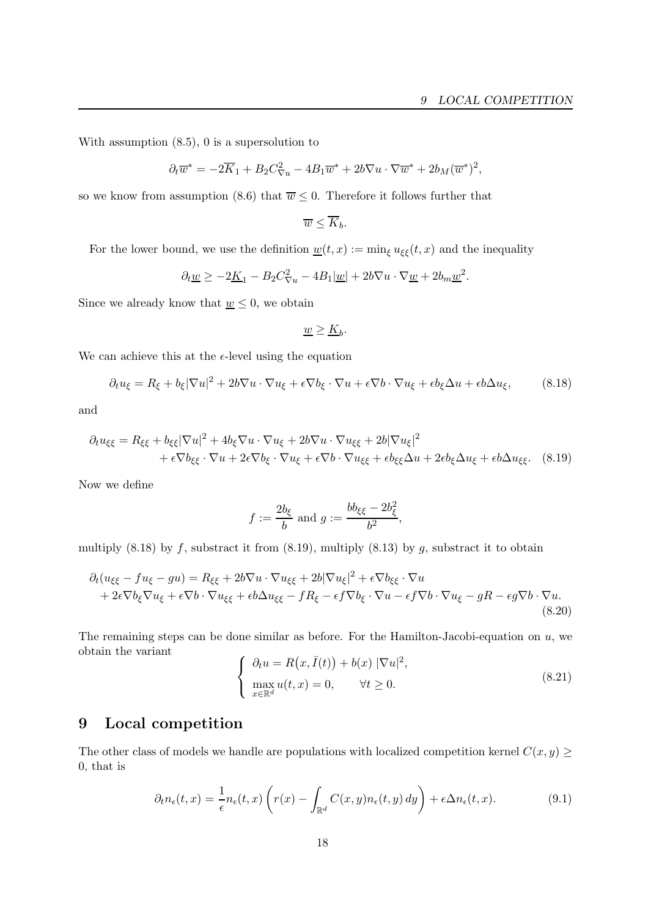With assumption (8.5), 0 is a supersolution to

$$\partial_t \overline{w}^* = -2\overline{K}_1 + B_2 C_{\nabla u}^2 - 4B_1 \overline{w}^* + 2b\nabla u \cdot \nabla \overline{w}^* + 2b_M (\overline{w}^*)^2,$$

so we know from assumption (8.6) that $\overline{w} \leq 0$. Therefore it follows further that

$$\overline{w} \leq \overline{K}_b.$$

For the lower bound, we use the definition $\underline{w}(t,x) := \min_\xi u_{\xi\xi}(t,x)$ and the inequality

$$\partial_t \underline{w} \geq -2\underline{K}_1 - B_2 C_{\nabla u}^2 - 4B_1 |\underline{w}| + 2b\nabla u \cdot \nabla \underline{w} + 2b_m \underline{w}^2.$$

Since we already know that $\underline{w} \leq 0$, we obtain

$$\underline{w} \geq \underline{K}_b.$$

We can achieve this at the $\epsilon$-level using the equation

$$\partial_t u_\xi = R_\xi + b_\xi |\nabla u|^2 + 2b\nabla u \cdot \nabla u_\xi + \epsilon \nabla b_\xi \cdot \nabla u + \epsilon \nabla b \cdot \nabla u_\xi + \epsilon b_\xi \Delta u + \epsilon b \Delta u_\xi, \tag{8.18}$$

and

$$\begin{aligned}\partial_t u_{\xi\xi} = {} & R_{\xi\xi} + b_{\xi\xi} |\nabla u|^2 + 4b_\xi \nabla u \cdot \nabla u_\xi + 2b\nabla u \cdot \nabla u_{\xi\xi} + 2b|\nabla u_\xi|^2 \\ & + \epsilon \nabla b_{\xi\xi} \cdot \nabla u + 2\epsilon \nabla b_\xi \cdot \nabla u_\xi + \epsilon \nabla b \cdot \nabla u_{\xi\xi} + \epsilon b_{\xi\xi} \Delta u + 2\epsilon b_\xi \Delta u_\xi + \epsilon b \Delta u_{\xi\xi}. \end{aligned} \tag{8.19}$$

Now we define

$$f := \frac{2b_\xi}{b} \text{ and } g := \frac{b b_{\xi\xi} - 2b_\xi^2}{b^2},$$

multiply (8.18) by $f$, substract it from (8.19), multiply (8.13) by $g$, substract it to obtain

$$\begin{aligned}\partial_t (u_{\xi\xi} - f u_\xi - g u) = {} & R_{\xi\xi} + 2b\nabla u \cdot \nabla u_{\xi\xi} + 2b|\nabla u_\xi|^2 + \epsilon \nabla b_{\xi\xi} \cdot \nabla u \\ & + 2\epsilon \nabla b_\xi \nabla u_\xi + \epsilon \nabla b \cdot \nabla u_{\xi\xi} + \epsilon b \Delta u_{\xi\xi} - f R_\xi - \epsilon f \nabla b_\xi \cdot \nabla u - \epsilon f \nabla b \cdot \nabla u_\xi - g R - \epsilon g \nabla b \cdot \nabla u. \end{aligned} \tag{8.20}$$

The remaining steps can be done similar as before. For the Hamilton-Jacobi-equation on $u$, we obtain the variant

$$\begin{cases} \partial_t u = R\big(x, \bar{I}(t)\big) + b(x)\, |\nabla u|^2, \\ \max\limits_{x \in \mathbb{R}^d} u(t,x) = 0, \qquad \forall t \geq 0. \end{cases} \tag{8.21}$$

# 9 Local competition

The other class of models we handle are populations with localized competition kernel $C(x,y) \geq 0$, that is

$$\partial_t n_\epsilon(t,x) = \frac{1}{\epsilon} n_\epsilon(t,x) \left( r(x) - \int_{\mathbb{R}^d} C(x,y) n_\epsilon(t,y)\, dy \right) + \epsilon \Delta n_\epsilon(t,x). \tag{9.1}$$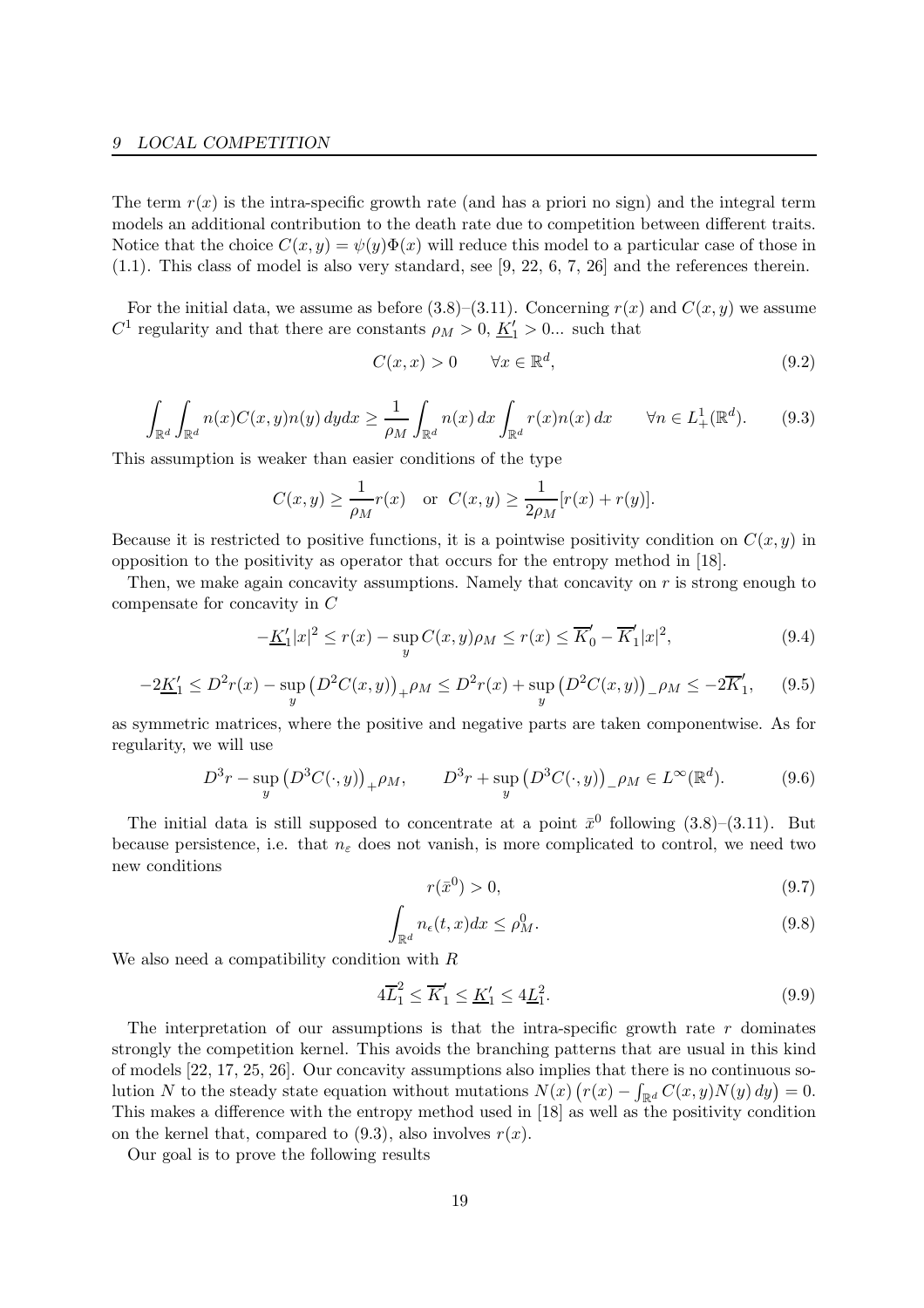The term $r(x)$ is the intra-specific growth rate (and has a priori no sign) and the integral term models an additional contribution to the death rate due to competition between different traits. Notice that the choice $C(x,y) = \psi(y)\Phi(x)$ will reduce this model to a particular case of those in (1.1). This class of model is also very standard, see [9, 22, 6, 7, 26] and the references therein.

For the initial data, we assume as before (3.8)–(3.11). Concerning $r(x)$ and $C(x,y)$ we assume $C^1$ regularity and that there are constants $\rho_M > 0$, $\underline{K}_1' > 0$... such that

$$C(x,x) > 0 \qquad \forall x \in \mathbb{R}^d, \tag{9.2}$$

$$\int_{\mathbb{R}^d} \int_{\mathbb{R}^d} n(x) C(x,y) n(y)\, dy dx \geq \frac{1}{\rho_M} \int_{\mathbb{R}^d} n(x)\, dx \int_{\mathbb{R}^d} r(x) n(x)\, dx \qquad \forall n \in L^1_+(\mathbb{R}^d). \tag{9.3}$$

This assumption is weaker than easier conditions of the type

$$C(x,y) \geq \frac{1}{\rho_M} r(x) \quad \text{or} \quad C(x,y) \geq \frac{1}{2\rho_M}[r(x) + r(y)].$$

Because it is restricted to positive functions, it is a pointwise positivity condition on $C(x,y)$ in opposition to the positivity as operator that occurs for the entropy method in [18].

Then, we make again concavity assumptions. Namely that concavity on $r$ is strong enough to compensate for concavity in $C$

$$-\underline{K}_1'|x|^2 \leq r(x) - \sup_y C(x,y)\rho_M \leq r(x) \leq \overline{K}_0' - \overline{K}_1'|x|^2, \tag{9.4}$$

$$-2\underline{K}_1' \leq D^2 r(x) - \sup_y \left(D^2 C(x,y)\right)_+ \rho_M \leq D^2 r(x) + \sup_y \left(D^2 C(x,y)\right)_- \rho_M \leq -2\overline{K}_1', \tag{9.5}$$

as symmetric matrices, where the positive and negative parts are taken componentwise. As for regularity, we will use

$$D^3 r - \sup_y \left(D^3 C(\cdot,y)\right)_+ \rho_M, \qquad D^3 r + \sup_y \left(D^3 C(\cdot,y)\right)_- \rho_M \in L^\infty(\mathbb{R}^d). \tag{9.6}$$

The initial data is still supposed to concentrate at a point $\bar{x}^0$ following (3.8)–(3.11). But because persistence, i.e. that $n_\varepsilon$ does not vanish, is more complicated to control, we need two new conditions

$$r(\bar{x}^0) > 0, \tag{9.7}$$

$$\int_{\mathbb{R}^d} n_\epsilon(t,x) dx \leq \rho_M^0. \tag{9.8}$$

We also need a compatibility condition with $R$

$$4\overline{L}_1^2 \leq \overline{K}_1' \leq \underline{K}_1' \leq 4\underline{L}_1^2. \tag{9.9}$$

The interpretation of our assumptions is that the intra-specific growth rate $r$ dominates strongly the competition kernel. This avoids the branching patterns that are usual in this kind of models [22, 17, 25, 26]. Our concavity assumptions also implies that there is no continuous solution $N$ to the steady state equation without mutations $N(x)\left(r(x) - \int_{\mathbb{R}^d} C(x,y)N(y)\, dy\right) = 0$. This makes a difference with the entropy method used in [18] as well as the positivity condition on the kernel that, compared to (9.3), also involves $r(x)$.

Our goal is to prove the following results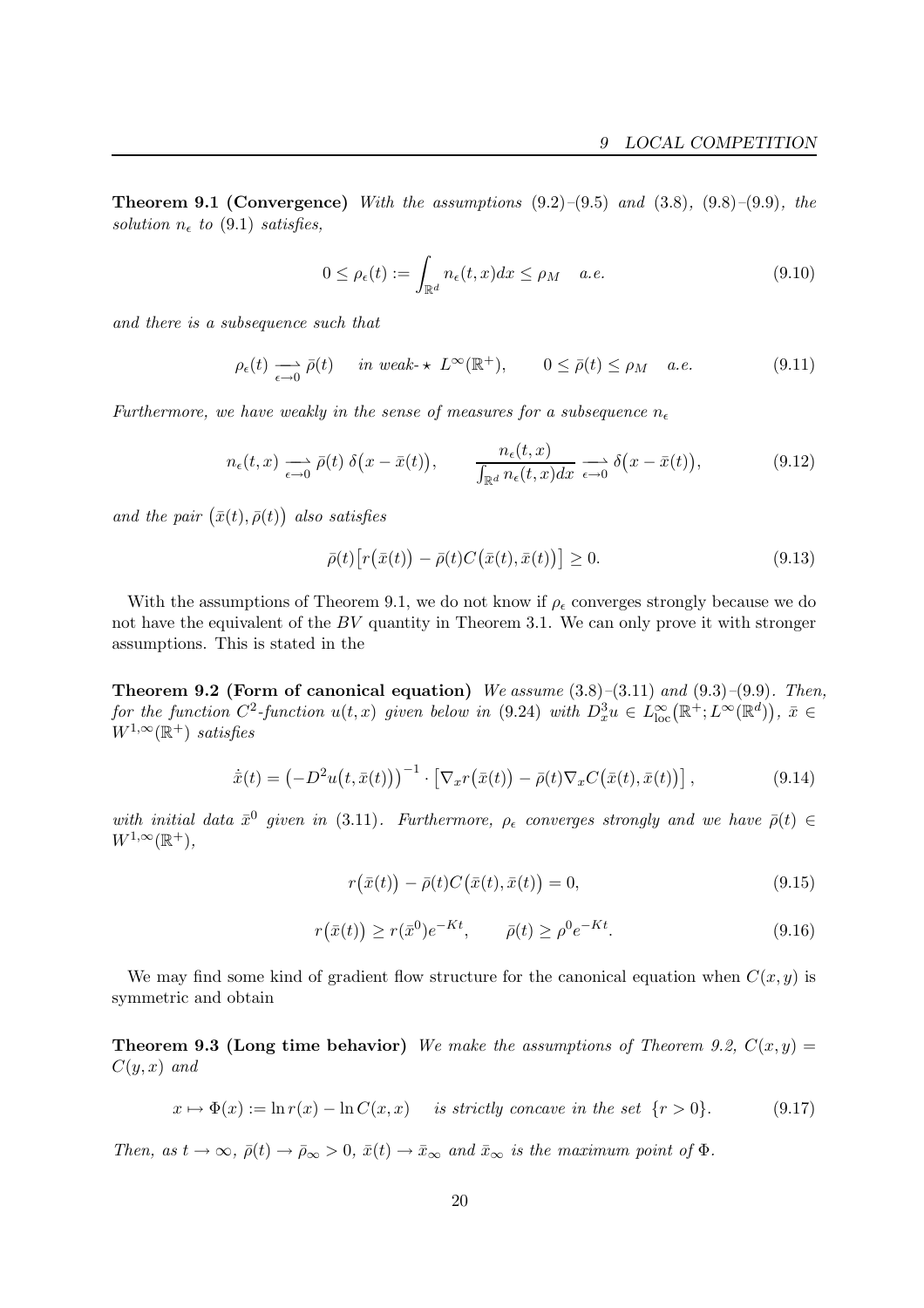**Theorem 9.1 (Convergence)** *With the assumptions* (9.2)–(9.5) *and* (3.8), (9.8)–(9.9)*, the solution* $n_\epsilon$ *to* (9.1) *satisfies,*

$$0 \leq \rho_\epsilon(t) := \int_{\mathbb{R}^d} n_\epsilon(t,x)dx \leq \rho_M \quad a.e. \tag{9.10}$$

*and there is a subsequence such that*

$$\rho_\epsilon(t) \underset{\epsilon\to 0}{\rightharpoonup} \bar\rho(t) \quad \text{ in weak-}\star\ L^\infty(\mathbb{R}^+), \qquad 0 \leq \bar\rho(t) \leq \rho_M \quad a.e. \tag{9.11}$$

*Furthermore, we have weakly in the sense of measures for a subsequence* $n_\epsilon$

$$n_\epsilon(t,x) \underset{\epsilon\to 0}{\rightharpoonup} \bar\rho(t)\ \delta\big(x-\bar x(t)\big), \qquad \frac{n_\epsilon(t,x)}{\int_{\mathbb{R}^d} n_\epsilon(t,x)dx} \underset{\epsilon\to 0}{\rightharpoonup} \delta\big(x-\bar x(t)\big), \tag{9.12}$$

*and the pair* $\big(\bar x(t), \bar\rho(t)\big)$ *also satisfies*

$$\bar\rho(t)\big[r\big(\bar x(t)\big) - \bar\rho(t)C\big(\bar x(t), \bar x(t)\big)\big] \geq 0. \tag{9.13}$$

With the assumptions of Theorem 9.1, we do not know if $\rho_\epsilon$ converges strongly because we do not have the equivalent of the $BV$ quantity in Theorem 3.1. We can only prove it with stronger assumptions. This is stated in the

**Theorem 9.2 (Form of canonical equation)** *We assume* (3.8)–(3.11) *and* (9.3)–(9.9)*. Then, for the function* $C^2$*-function* $u(t,x)$ *given below in* (9.24) *with* $D^3_x u \in L^\infty_{\text{loc}}\big(\mathbb{R}^+; L^\infty(\mathbb{R}^d)\big)$*,* $\bar x \in W^{1,\infty}(\mathbb{R}^+)$ *satisfies*

$$\dot{\bar x}(t) = \big(-D^2u\big(t,\bar x(t)\big)\big)^{-1} \cdot \big[\nabla_x r\big(\bar x(t)\big) - \bar\rho(t)\nabla_x C\big(\bar x(t), \bar x(t)\big)\big], \tag{9.14}$$

*with initial data* $\bar x^0$ *given in* (3.11)*. Furthermore,* $\rho_\epsilon$ *converges strongly and we have* $\bar\rho(t) \in W^{1,\infty}(\mathbb{R}^+)$*,*

$$r\big(\bar x(t)\big) - \bar\rho(t)C\big(\bar x(t), \bar x(t)\big) = 0, \tag{9.15}$$

$$r\big(\bar x(t)\big) \geq r(\bar x^0)e^{-Kt}, \qquad \bar\rho(t) \geq \rho^0 e^{-Kt}. \tag{9.16}$$

We may find some kind of gradient flow structure for the canonical equation when $C(x,y)$ is symmetric and obtain

**Theorem 9.3 (Long time behavior)** *We make the assumptions of Theorem 9.2,* $C(x,y) = C(y,x)$ *and*

$$x \mapsto \Phi(x) := \ln r(x) - \ln C(x,x) \quad \text{ is strictly concave in the set } \{r > 0\}. \tag{9.17}$$

*Then, as* $t \to \infty$*,* $\bar\rho(t) \to \bar\rho_\infty > 0$*,* $\bar x(t) \to \bar x_\infty$ *and* $\bar x_\infty$ *is the maximum point of* $\Phi$*.*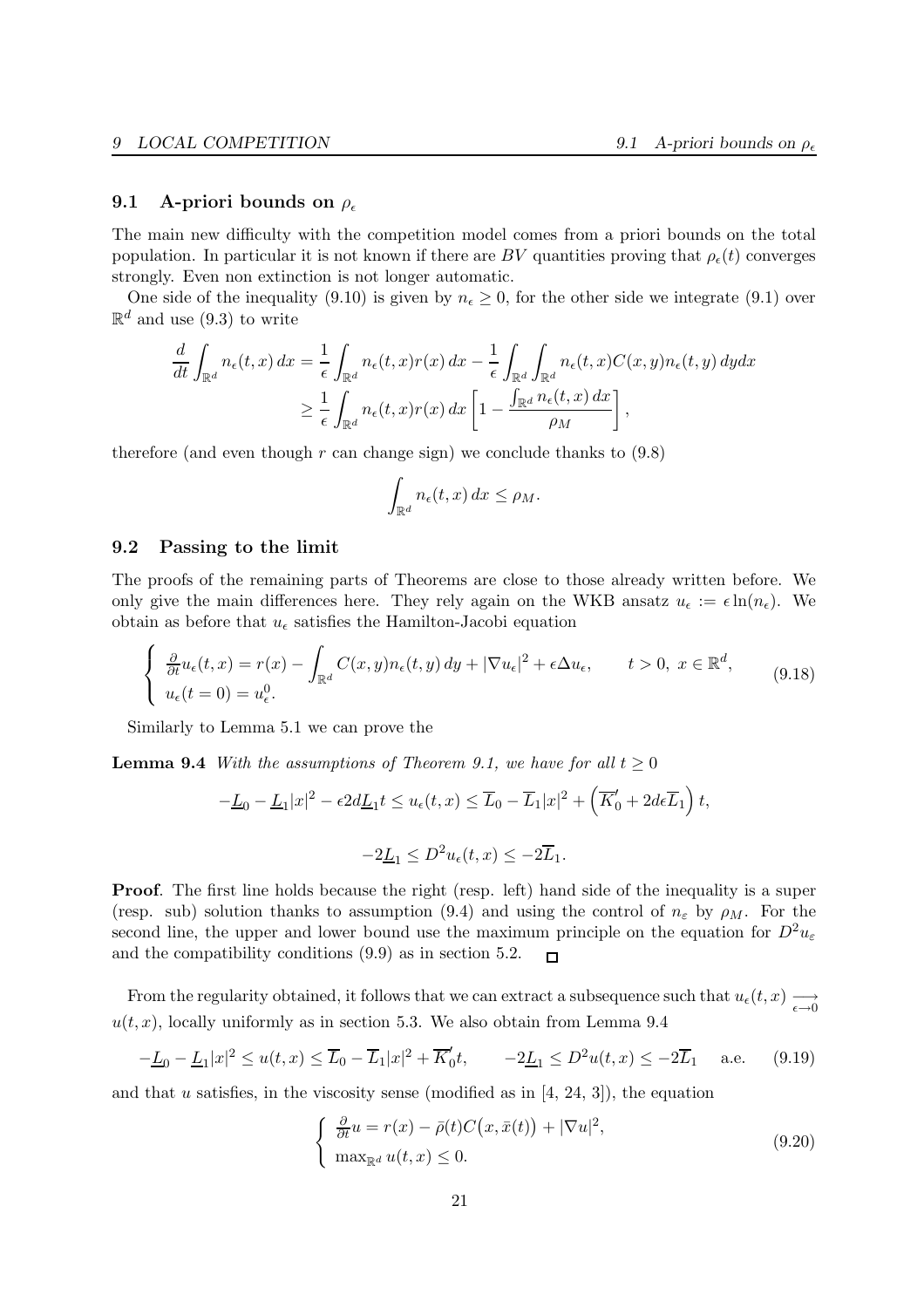### 9.1 A-priori bounds on $\rho_\epsilon$

The main new difficulty with the competition model comes from a priori bounds on the total population. In particular it is not known if there are $BV$ quantities proving that $\rho_\epsilon(t)$ converges strongly. Even non extinction is not longer automatic.

One side of the inequality (9.10) is given by $n_\epsilon \geq 0$, for the other side we integrate (9.1) over $\mathbb{R}^d$ and use (9.3) to write

$$
\begin{aligned}
\frac{d}{dt}\int_{\mathbb{R}^d} n_\epsilon(t,x)\,dx &= \frac{1}{\epsilon}\int_{\mathbb{R}^d} n_\epsilon(t,x) r(x)\,dx - \frac{1}{\epsilon}\int_{\mathbb{R}^d}\int_{\mathbb{R}^d} n_\epsilon(t,x) C(x,y) n_\epsilon(t,y)\,dydx \\
&\geq \frac{1}{\epsilon}\int_{\mathbb{R}^d} n_\epsilon(t,x) r(x)\,dx \left[1 - \frac{\int_{\mathbb{R}^d} n_\epsilon(t,x)\,dx}{\rho_M}\right],
\end{aligned}
$$

therefore (and even though $r$ can change sign) we conclude thanks to (9.8)

$$
\int_{\mathbb{R}^d} n_\epsilon(t,x)\,dx \leq \rho_M.
$$

### 9.2 Passing to the limit

The proofs of the remaining parts of Theorems are close to those already written before. We only give the main differences here. They rely again on the WKB ansatz $u_\epsilon := \epsilon \ln(n_\epsilon)$. We obtain as before that $u_\epsilon$ satisfies the Hamilton-Jacobi equation

$$
\begin{cases}
\frac{\partial}{\partial t} u_\epsilon(t,x) = r(x) - \int_{\mathbb{R}^d} C(x,y) n_\epsilon(t,y)\,dy + |\nabla u_\epsilon|^2 + \epsilon \Delta u_\epsilon, & t > 0,\ x \in \mathbb{R}^d, \\
u_\epsilon(t=0) = u_\epsilon^0.
\end{cases}
\tag{9.18}
$$

Similarly to Lemma 5.1 we can prove the

**Lemma 9.4** *With the assumptions of Theorem 9.1, we have for all $t \geq 0$*

$$
-\underline{L}_0 - \underline{L}_1|x|^2 - \epsilon 2d\underline{L}_1 t \leq u_\epsilon(t,x) \leq \overline{L}_0 - \overline{L}_1|x|^2 + \left(\overline{K}_0' + 2d\epsilon\overline{L}_1\right)t,
$$

$$
-2\underline{L}_1 \leq D^2 u_\epsilon(t,x) \leq -2\overline{L}_1.
$$

**Proof**. The first line holds because the right (resp. left) hand side of the inequality is a super (resp. sub) solution thanks to assumption (9.4) and using the control of $n_\varepsilon$ by $\rho_M$. For the second line, the upper and lower bound use the maximum principle on the equation for $D^2 u_\varepsilon$ and the compatibility conditions (9.9) as in section 5.2. $\square$

From the regularity obtained, it follows that we can extract a subsequence such that $u_\epsilon(t,x) \underset{\epsilon\to 0}{\longrightarrow} u(t,x)$, locally uniformly as in section 5.3. We also obtain from Lemma 9.4

$$
-\underline{L}_0 - \underline{L}_1|x|^2 \leq u(t,x) \leq \overline{L}_0 - \overline{L}_1|x|^2 + \overline{K}_0' t, \qquad -2\underline{L}_1 \leq D^2 u(t,x) \leq -2\overline{L}_1 \quad \text{a.e.} \tag{9.19}
$$

and that $u$ satisfies, in the viscosity sense (modified as in [4, 24, 3]), the equation

$$
\begin{cases}
\frac{\partial}{\partial t} u = r(x) - \bar{\rho}(t) C\big(x, \bar{x}(t)\big) + |\nabla u|^2, \\
\max_{\mathbb{R}^d} u(t,x) \leq 0.
\end{cases}
\tag{9.20}
$$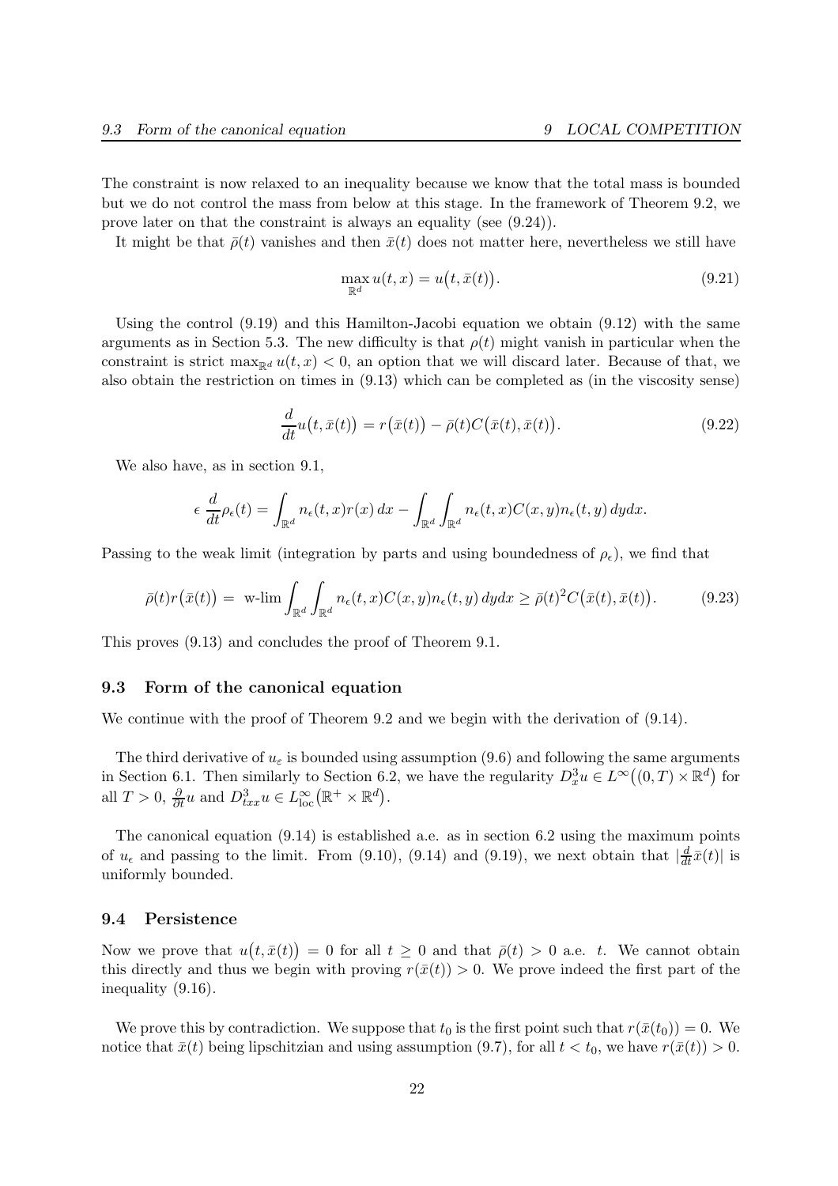The constraint is now relaxed to an inequality because we know that the total mass is bounded but we do not control the mass from below at this stage. In the framework of Theorem 9.2, we prove later on that the constraint is always an equality (see (9.24)).

It might be that $\bar\rho(t)$ vanishes and then $\bar x(t)$ does not matter here, nevertheless we still have

$$\max_{\mathbb{R}^d} u(t,x) = u\big(t,\bar x(t)\big). \tag{9.21}$$

Using the control (9.19) and this Hamilton-Jacobi equation we obtain (9.12) with the same arguments as in Section 5.3. The new difficulty is that $\rho(t)$ might vanish in particular when the constraint is strict $\max_{\mathbb{R}^d} u(t,x) < 0$, an option that we will discard later. Because of that, we also obtain the restriction on times in (9.13) which can be completed as (in the viscosity sense)

$$\frac{d}{dt} u\big(t,\bar x(t)\big) = r\big(\bar x(t)\big) - \bar\rho(t) C\big(\bar x(t), \bar x(t)\big). \tag{9.22}$$

We also have, as in section 9.1,

$$\epsilon\, \frac{d}{dt}\rho_\epsilon(t) = \int_{\mathbb{R}^d} n_\epsilon(t,x) r(x)\, dx - \int_{\mathbb{R}^d}\int_{\mathbb{R}^d} n_\epsilon(t,x) C(x,y) n_\epsilon(t,y)\, dydx.$$

Passing to the weak limit (integration by parts and using boundedness of $\rho_\epsilon$), we find that

$$\bar\rho(t) r\big(\bar x(t)\big) = \text{ w-lim} \int_{\mathbb{R}^d}\int_{\mathbb{R}^d} n_\epsilon(t,x) C(x,y) n_\epsilon(t,y)\, dydx \geq \bar\rho(t)^2 C\big(\bar x(t), \bar x(t)\big). \tag{9.23}$$

This proves (9.13) and concludes the proof of Theorem 9.1.

### 9.3 Form of the canonical equation

We continue with the proof of Theorem 9.2 and we begin with the derivation of (9.14).

The third derivative of $u_\varepsilon$ is bounded using assumption (9.6) and following the same arguments in Section 6.1. Then similarly to Section 6.2, we have the regularity $D_x^3 u \in L^\infty\big((0,T)\times\mathbb{R}^d\big)$ for all $T>0$, $\frac{\partial}{\partial t} u$ and $D_{txx}^3 u \in L^\infty_{\text{loc}}\big(\mathbb{R}^+ \times \mathbb{R}^d\big)$.

The canonical equation (9.14) is established a.e. as in section 6.2 using the maximum points of $u_\epsilon$ and passing to the limit. From (9.10), (9.14) and (9.19), we next obtain that $|\frac{d}{dt}\bar x(t)|$ is uniformly bounded.

### 9.4 Persistence

Now we prove that $u\big(t,\bar x(t)\big) = 0$ for all $t \geq 0$ and that $\bar\rho(t) > 0$ a.e. $t$. We cannot obtain this directly and thus we begin with proving $r(\bar x(t)) > 0$. We prove indeed the first part of the inequality (9.16).

We prove this by contradiction. We suppose that $t_0$ is the first point such that $r(\bar x(t_0)) = 0$. We notice that $\bar x(t)$ being lipschitzian and using assumption (9.7), for all $t < t_0$, we have $r(\bar x(t)) > 0$.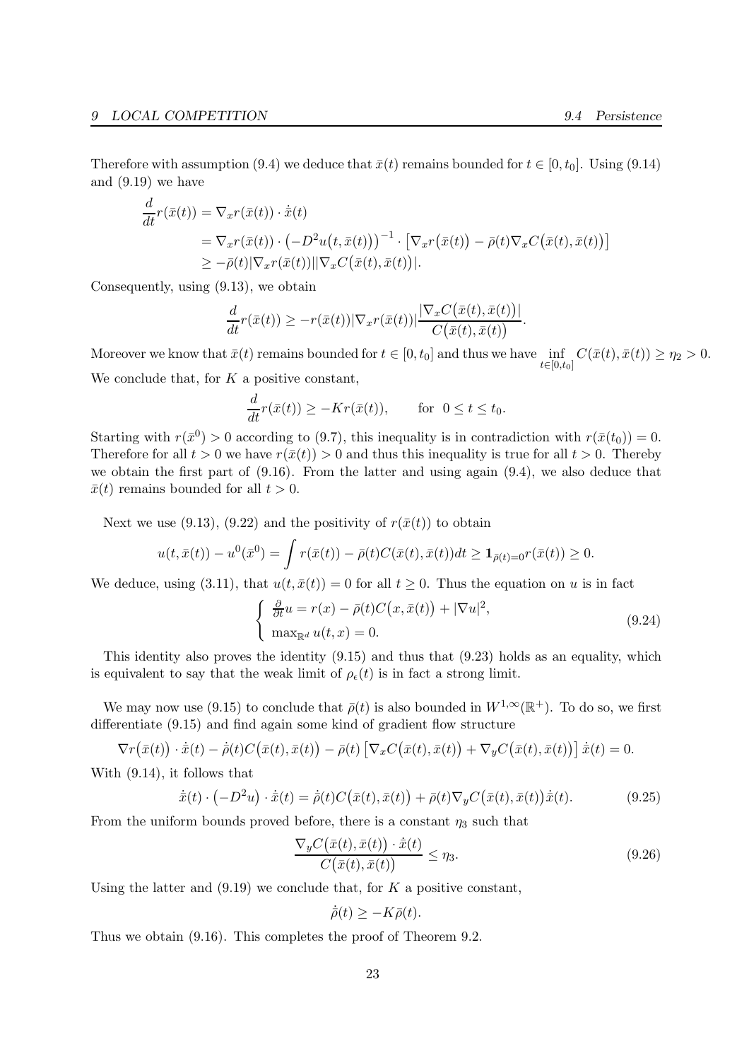Therefore with assumption (9.4) we deduce that $\bar{x}(t)$ remains bounded for $t \in [0, t_0]$. Using (9.14) and (9.19) we have

$$
\begin{aligned}
\frac{d}{dt} r(\bar{x}(t)) &= \nabla_x r(\bar{x}(t)) \cdot \dot{\bar{x}}(t) \\
&= \nabla_x r(\bar{x}(t)) \cdot \left(-D^2 u\big(t, \bar{x}(t)\big)\right)^{-1} \cdot \left[\nabla_x r\big(\bar{x}(t)\big) - \bar{\rho}(t) \nabla_x C\big(\bar{x}(t), \bar{x}(t)\big)\right] \\
&\geq -\bar{\rho}(t) |\nabla_x r(\bar{x}(t))| |\nabla_x C\big(\bar{x}(t), \bar{x}(t)\big)|.
\end{aligned}
$$

Consequently, using (9.13), we obtain

$$
\frac{d}{dt} r(\bar{x}(t)) \geq -r(\bar{x}(t)) |\nabla_x r(\bar{x}(t))| \frac{|\nabla_x C\big(\bar{x}(t), \bar{x}(t)\big)|}{C\big(\bar{x}(t), \bar{x}(t)\big)}.
$$

Moreover we know that $\bar{x}(t)$ remains bounded for $t \in [0, t_0]$ and thus we have $\inf_{t \in [0, t_0]} C(\bar{x}(t), \bar{x}(t)) \geq \eta_2 > 0$. We conclude that, for $K$ a positive constant,

$$
\frac{d}{dt} r(\bar{x}(t)) \geq -K r(\bar{x}(t)), \qquad \text{for } \; 0 \leq t \leq t_0.
$$

Starting with $r(\bar{x}^0) > 0$ according to (9.7), this inequality is in contradiction with $r(\bar{x}(t_0)) = 0$. Therefore for all $t > 0$ we have $r(\bar{x}(t)) > 0$ and thus this inequality is true for all $t > 0$. Thereby we obtain the first part of (9.16). From the latter and using again (9.4), we also deduce that $\bar{x}(t)$ remains bounded for all $t > 0$.

Next we use (9.13), (9.22) and the positivity of $r(\bar{x}(t))$ to obtain

$$
u(t, \bar{x}(t)) - u^0(\bar{x}^0) = \int r(\bar{x}(t)) - \bar{\rho}(t) C(\bar{x}(t), \bar{x}(t)) dt \geq \mathbf{1}_{\bar{\rho}(t)=0} r(\bar{x}(t)) \geq 0.
$$

We deduce, using (3.11), that $u(t, \bar{x}(t)) = 0$ for all $t \geq 0$. Thus the equation on $u$ is in fact

$$
\begin{cases}
\frac{\partial}{\partial t} u = r(x) - \bar{\rho}(t) C\big(x, \bar{x}(t)\big) + |\nabla u|^2, \\
\max_{\mathbb{R}^d} u(t, x) = 0.
\end{cases}
\tag{9.24}
$$

This identity also proves the identity (9.15) and thus that (9.23) holds as an equality, which is equivalent to say that the weak limit of $\rho_\epsilon(t)$ is in fact a strong limit.

We may now use (9.15) to conclude that $\bar{\rho}(t)$ is also bounded in $W^{1,\infty}(\mathbb{R}^+)$. To do so, we first differentiate (9.15) and find again some kind of gradient flow structure

$$
\nabla r\big(\bar{x}(t)\big) \cdot \dot{\bar{x}}(t) - \dot{\bar{\rho}}(t) C\big(\bar{x}(t), \bar{x}(t)\big) - \bar{\rho}(t) \left[\nabla_x C\big(\bar{x}(t), \bar{x}(t)\big) + \nabla_y C\big(\bar{x}(t), \bar{x}(t)\big)\right] \dot{\bar{x}}(t) = 0.
$$

With (9.14), it follows that

$$
\dot{\bar{x}}(t) \cdot \left(-D^2 u\right) \cdot \dot{\bar{x}}(t) = \dot{\bar{\rho}}(t) C\big(\bar{x}(t), \bar{x}(t)\big) + \bar{\rho}(t) \nabla_y C\big(\bar{x}(t), \bar{x}(t)\big) \dot{\bar{x}}(t).
\tag{9.25}
$$

From the uniform bounds proved before, there is a constant $\eta_3$ such that

$$
\frac{\nabla_y C\big(\bar{x}(t), \bar{x}(t)\big) \cdot \dot{\bar{x}}(t)}{C\big(\bar{x}(t), \bar{x}(t)\big)} \leq \eta_3.
\tag{9.26}
$$

Using the latter and (9.19) we conclude that, for $K$ a positive constant,

$$
\dot{\bar{\rho}}(t) \geq -K \bar{\rho}(t).
$$

Thus we obtain (9.16). This completes the proof of Theorem 9.2.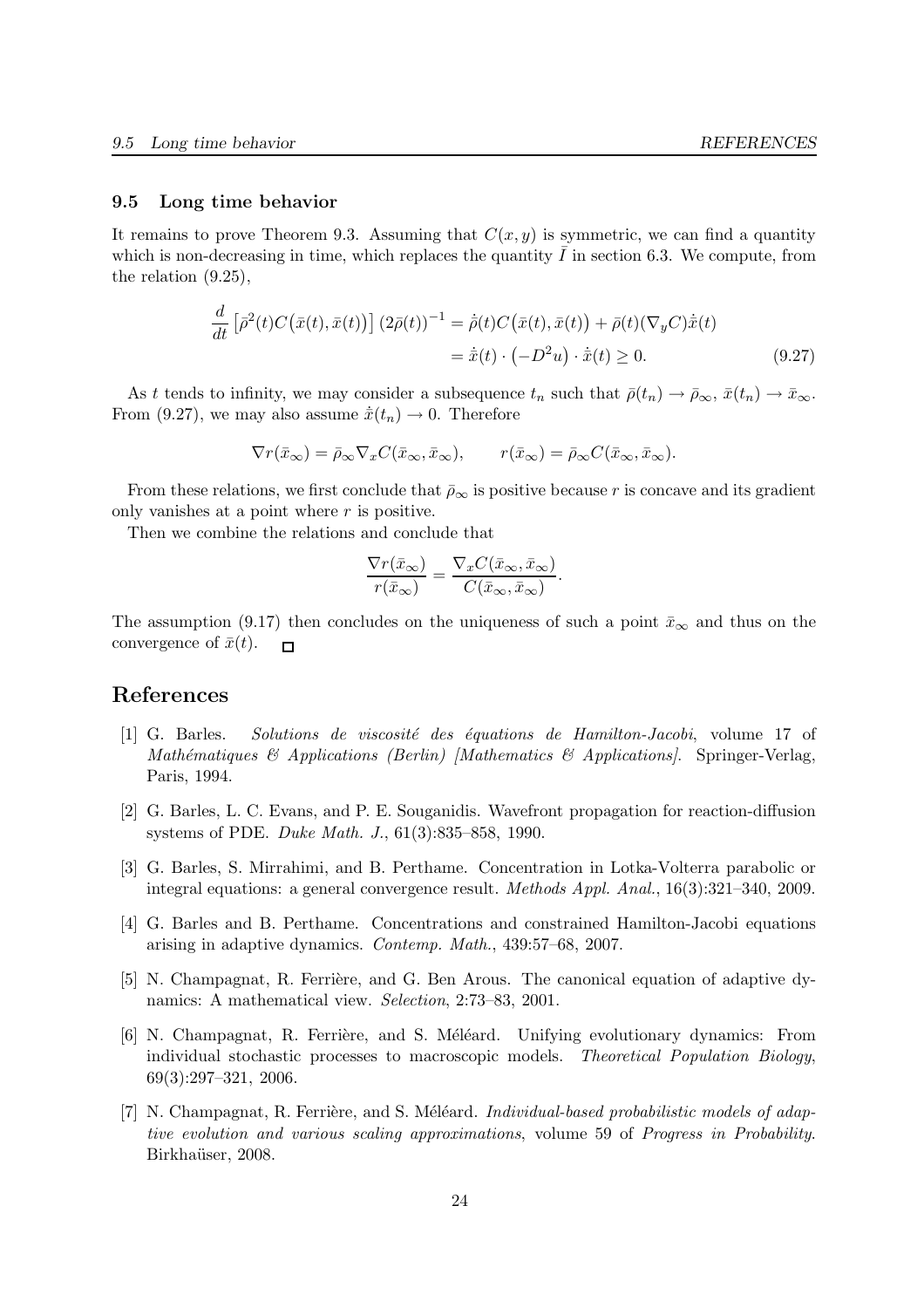### 9.5 Long time behavior

It remains to prove Theorem 9.3. Assuming that $C(x,y)$ is symmetric, we can find a quantity which is non-decreasing in time, which replaces the quantity $\bar{I}$ in section 6.3. We compute, from the relation (9.25),

$$\frac{d}{dt}\left[\bar{\rho}^2(t)C\big(\bar{x}(t),\bar{x}(t)\big)\right](2\bar{\rho}(t))^{-1} = \dot{\bar{\rho}}(t)C\big(\bar{x}(t),\bar{x}(t)\big) + \bar{\rho}(t)(\nabla_y C)\dot{\bar{x}}(t)$$
$$= \dot{\bar{x}}(t)\cdot\big(-D^2u\big)\cdot\dot{\bar{x}}(t) \geq 0. \tag{9.27}$$

As $t$ tends to infinity, we may consider a subsequence $t_n$ such that $\bar{\rho}(t_n) \to \bar{\rho}_\infty$, $\bar{x}(t_n) \to \bar{x}_\infty$. From (9.27), we may also assume $\dot{\bar{x}}(t_n) \to 0$. Therefore

$$\nabla r(\bar{x}_\infty) = \bar{\rho}_\infty \nabla_x C(\bar{x}_\infty, \bar{x}_\infty), \qquad r(\bar{x}_\infty) = \bar{\rho}_\infty C(\bar{x}_\infty, \bar{x}_\infty).$$

From these relations, we first conclude that $\bar{\rho}_\infty$ is positive because $r$ is concave and its gradient only vanishes at a point where $r$ is positive.

Then we combine the relations and conclude that

$$\frac{\nabla r(\bar{x}_\infty)}{r(\bar{x}_\infty)} = \frac{\nabla_x C(\bar{x}_\infty, \bar{x}_\infty)}{C(\bar{x}_\infty, \bar{x}_\infty)}.$$

The assumption (9.17) then concludes on the uniqueness of such a point $\bar{x}_\infty$ and thus on the convergence of $\bar{x}(t)$. □

## References

[1] G. Barles. *Solutions de viscosité des équations de Hamilton-Jacobi*, volume 17 of *Mathématiques & Applications (Berlin) [Mathematics & Applications]*. Springer-Verlag, Paris, 1994.

[2] G. Barles, L. C. Evans, and P. E. Souganidis. Wavefront propagation for reaction-diffusion systems of PDE. *Duke Math. J.*, 61(3):835–858, 1990.

[3] G. Barles, S. Mirrahimi, and B. Perthame. Concentration in Lotka-Volterra parabolic or integral equations: a general convergence result. *Methods Appl. Anal.*, 16(3):321–340, 2009.

[4] G. Barles and B. Perthame. Concentrations and constrained Hamilton-Jacobi equations arising in adaptive dynamics. *Contemp. Math.*, 439:57–68, 2007.

[5] N. Champagnat, R. Ferrière, and G. Ben Arous. The canonical equation of adaptive dynamics: A mathematical view. *Selection*, 2:73–83, 2001.

[6] N. Champagnat, R. Ferrière, and S. Méléard. Unifying evolutionary dynamics: From individual stochastic processes to macroscopic models. *Theoretical Population Biology*, 69(3):297–321, 2006.

[7] N. Champagnat, R. Ferrière, and S. Méléard. *Individual-based probabilistic models of adaptive evolution and various scaling approximations*, volume 59 of *Progress in Probability*. Birkhaüser, 2008.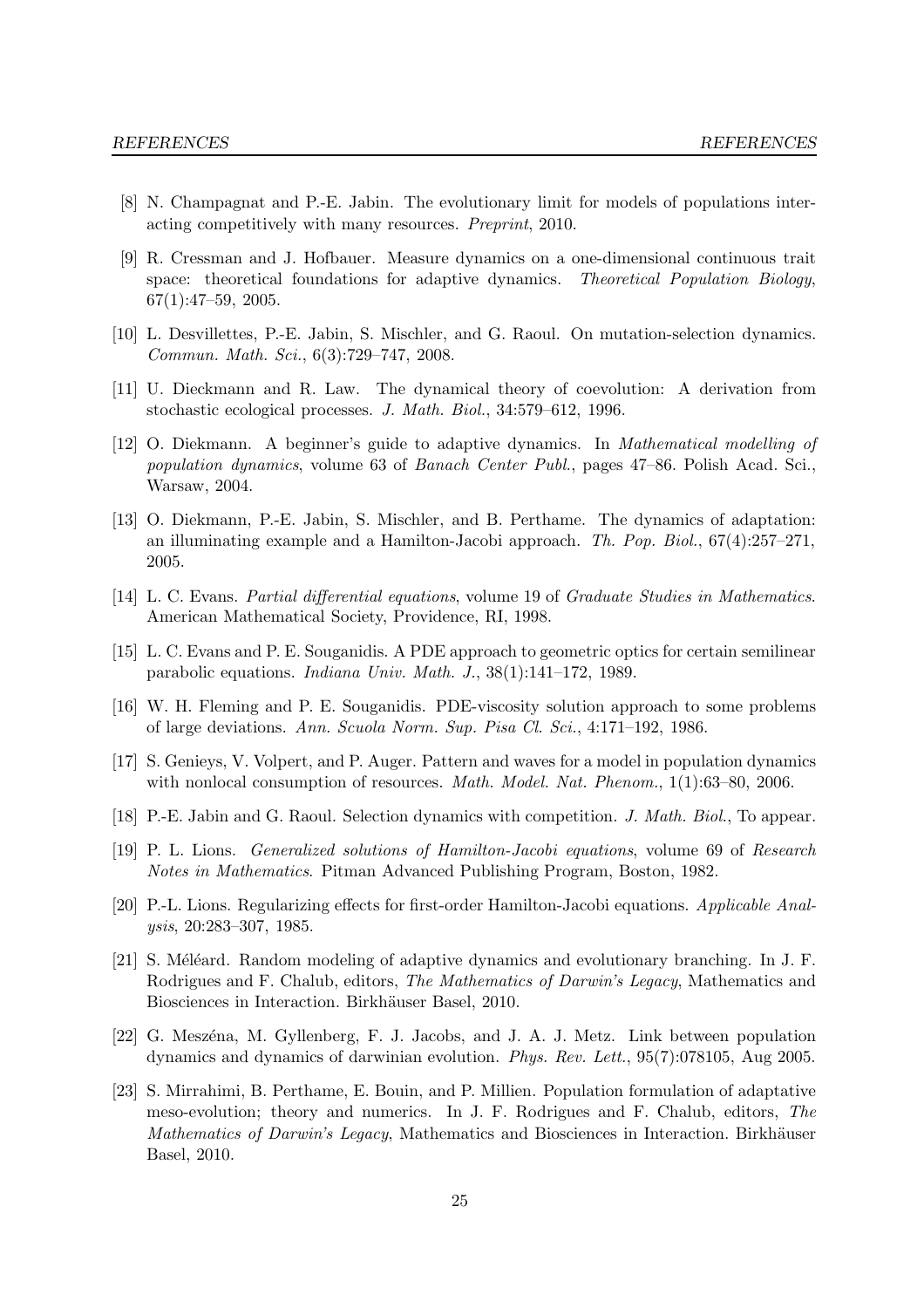[8] N. Champagnat and P.-E. Jabin. The evolutionary limit for models of populations interacting competitively with many resources. *Preprint*, 2010.

[9] R. Cressman and J. Hofbauer. Measure dynamics on a one-dimensional continuous trait space: theoretical foundations for adaptive dynamics. *Theoretical Population Biology*, 67(1):47–59, 2005.

[10] L. Desvillettes, P.-E. Jabin, S. Mischler, and G. Raoul. On mutation-selection dynamics. *Commun. Math. Sci.*, 6(3):729–747, 2008.

[11] U. Dieckmann and R. Law. The dynamical theory of coevolution: A derivation from stochastic ecological processes. *J. Math. Biol.*, 34:579–612, 1996.

[12] O. Diekmann. A beginner's guide to adaptive dynamics. In *Mathematical modelling of population dynamics*, volume 63 of *Banach Center Publ.*, pages 47–86. Polish Acad. Sci., Warsaw, 2004.

[13] O. Diekmann, P.-E. Jabin, S. Mischler, and B. Perthame. The dynamics of adaptation: an illuminating example and a Hamilton-Jacobi approach. *Th. Pop. Biol.*, 67(4):257–271, 2005.

[14] L. C. Evans. *Partial differential equations*, volume 19 of *Graduate Studies in Mathematics*. American Mathematical Society, Providence, RI, 1998.

[15] L. C. Evans and P. E. Souganidis. A PDE approach to geometric optics for certain semilinear parabolic equations. *Indiana Univ. Math. J.*, 38(1):141–172, 1989.

[16] W. H. Fleming and P. E. Souganidis. PDE-viscosity solution approach to some problems of large deviations. *Ann. Scuola Norm. Sup. Pisa Cl. Sci.*, 4:171–192, 1986.

[17] S. Genieys, V. Volpert, and P. Auger. Pattern and waves for a model in population dynamics with nonlocal consumption of resources. *Math. Model. Nat. Phenom.*, 1(1):63–80, 2006.

[18] P.-E. Jabin and G. Raoul. Selection dynamics with competition. *J. Math. Biol.*, To appear.

[19] P. L. Lions. *Generalized solutions of Hamilton-Jacobi equations*, volume 69 of *Research Notes in Mathematics*. Pitman Advanced Publishing Program, Boston, 1982.

[20] P.-L. Lions. Regularizing effects for first-order Hamilton-Jacobi equations. *Applicable Analysis*, 20:283–307, 1985.

[21] S. Méléard. Random modeling of adaptive dynamics and evolutionary branching. In J. F. Rodrigues and F. Chalub, editors, *The Mathematics of Darwin's Legacy*, Mathematics and Biosciences in Interaction. Birkhäuser Basel, 2010.

[22] G. Meszéna, M. Gyllenberg, F. J. Jacobs, and J. A. J. Metz. Link between population dynamics and dynamics of darwinian evolution. *Phys. Rev. Lett.*, 95(7):078105, Aug 2005.

[23] S. Mirrahimi, B. Perthame, E. Bouin, and P. Millien. Population formulation of adaptative meso-evolution; theory and numerics. In J. F. Rodrigues and F. Chalub, editors, *The Mathematics of Darwin's Legacy*, Mathematics and Biosciences in Interaction. Birkhäuser Basel, 2010.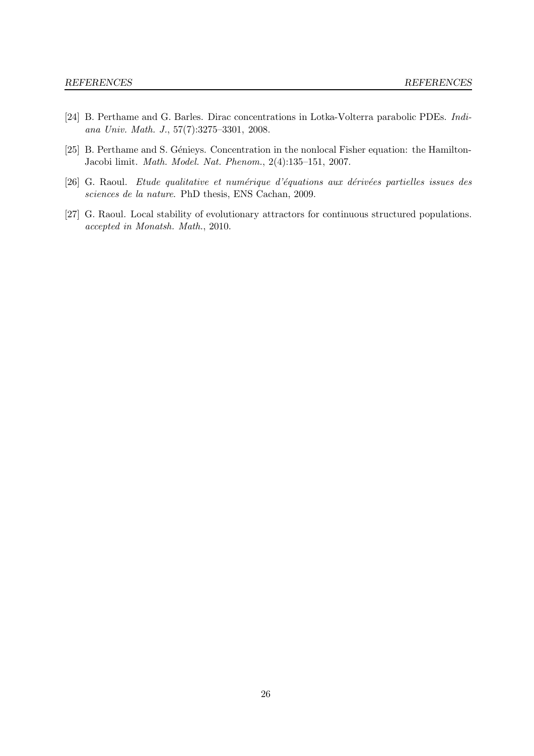[24] B. Perthame and G. Barles. Dirac concentrations in Lotka-Volterra parabolic PDEs. *Indiana Univ. Math. J.*, 57(7):3275–3301, 2008.

[25] B. Perthame and S. Génieys. Concentration in the nonlocal Fisher equation: the Hamilton-Jacobi limit. *Math. Model. Nat. Phenom.*, 2(4):135–151, 2007.

[26] G. Raoul. *Etude qualitative et numérique d'équations aux dérivées partielles issues des sciences de la nature*. PhD thesis, ENS Cachan, 2009.

[27] G. Raoul. Local stability of evolutionary attractors for continuous structured populations. *accepted in Monatsh. Math.*, 2010.